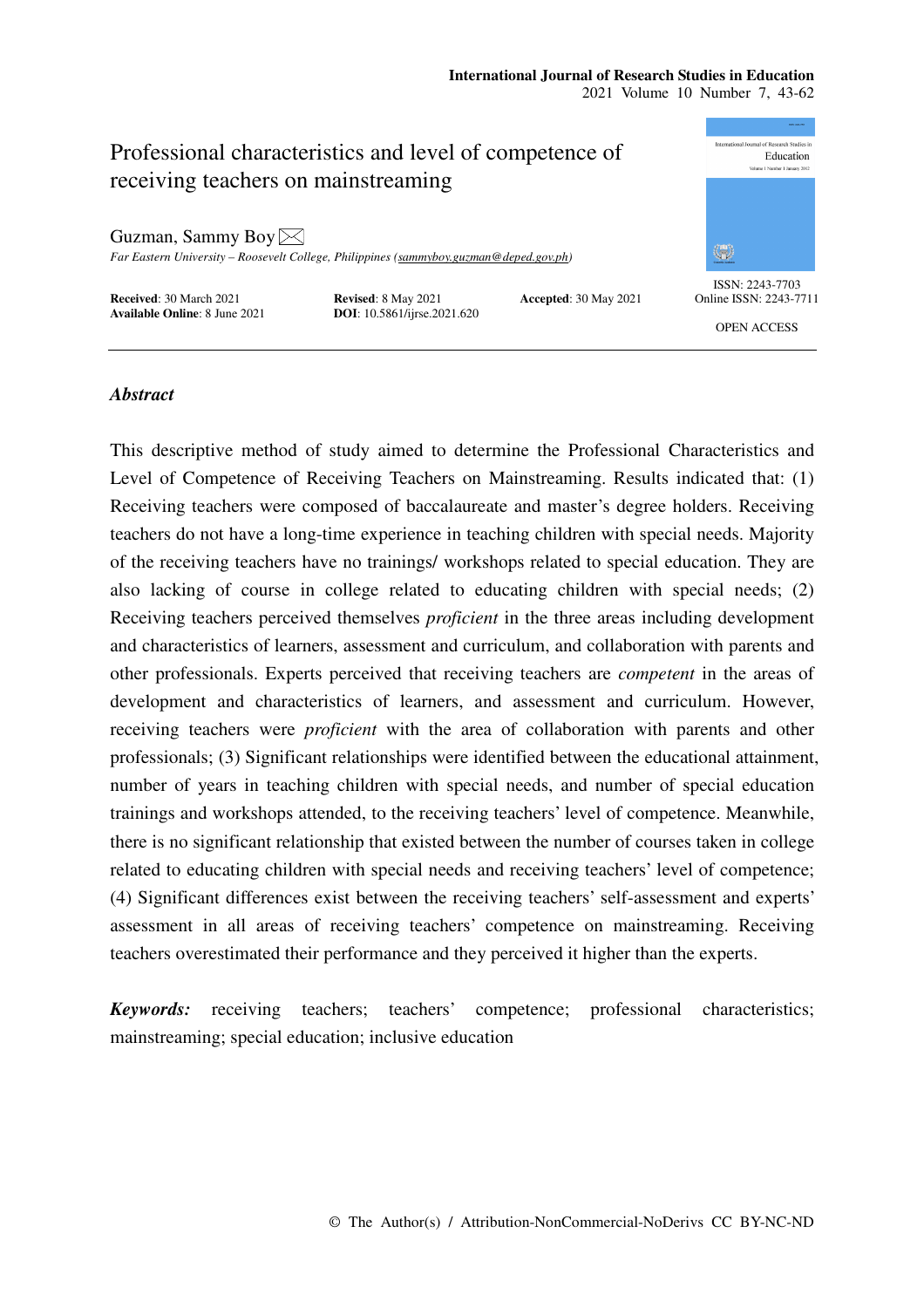# Professional characteristics and level of competence of receiving teachers on mainstreaming

Guzman, Sammy Boy

*Far Eastern University – Roosevelt College, Philippines (sammyboy.guzman@deped.gov.ph)*

**Received**: 30 March 2021 **Revised**: 8 May 2021 **Accepted**: 30 May 2021
**Available Online**: 8 June 2021 **DOI**: 10.5861/ijrse.2021.620

ISSN: 2243-7703
Online ISSN: 2243-7711

OPEN ACCESS

## *Abstract*

This descriptive method of study aimed to determine the Professional Characteristics and Level of Competence of Receiving Teachers on Mainstreaming. Results indicated that: (1) Receiving teachers were composed of baccalaureate and master's degree holders. Receiving teachers do not have a long-time experience in teaching children with special needs. Majority of the receiving teachers have no trainings/ workshops related to special education. They are also lacking of course in college related to educating children with special needs; (2) Receiving teachers perceived themselves *proficient* in the three areas including development and characteristics of learners, assessment and curriculum, and collaboration with parents and other professionals. Experts perceived that receiving teachers are *competent* in the areas of development and characteristics of learners, and assessment and curriculum. However, receiving teachers were *proficient* with the area of collaboration with parents and other professionals; (3) Significant relationships were identified between the educational attainment, number of years in teaching children with special needs, and number of special education trainings and workshops attended, to the receiving teachers' level of competence. Meanwhile, there is no significant relationship that existed between the number of courses taken in college related to educating children with special needs and receiving teachers' level of competence; (4) Significant differences exist between the receiving teachers' self-assessment and experts' assessment in all areas of receiving teachers' competence on mainstreaming. Receiving teachers overestimated their performance and they perceived it higher than the experts.

***Keywords:*** receiving teachers; teachers' competence; professional characteristics; mainstreaming; special education; inclusive education

© The Author(s) / Attribution-NonCommercial-NoDerivs CC BY-NC-ND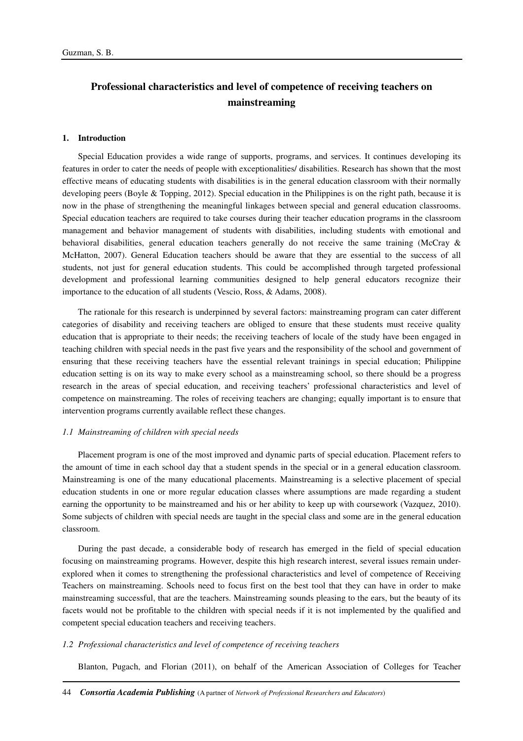## Professional characteristics and level of competence of receiving teachers on mainstreaming

### 1. Introduction

Special Education provides a wide range of supports, programs, and services. It continues developing its features in order to cater the needs of people with exceptionalities/ disabilities. Research has shown that the most effective means of educating students with disabilities is in the general education classroom with their normally developing peers (Boyle & Topping, 2012). Special education in the Philippines is on the right path, because it is now in the phase of strengthening the meaningful linkages between special and general education classrooms. Special education teachers are required to take courses during their teacher education programs in the classroom management and behavior management of students with disabilities, including students with emotional and behavioral disabilities, general education teachers generally do not receive the same training (McCray & McHatton, 2007). General Education teachers should be aware that they are essential to the success of all students, not just for general education students. This could be accomplished through targeted professional development and professional learning communities designed to help general educators recognize their importance to the education of all students (Vescio, Ross, & Adams, 2008).

The rationale for this research is underpinned by several factors: mainstreaming program can cater different categories of disability and receiving teachers are obliged to ensure that these students must receive quality education that is appropriate to their needs; the receiving teachers of locale of the study have been engaged in teaching children with special needs in the past five years and the responsibility of the school and government of ensuring that these receiving teachers have the essential relevant trainings in special education; Philippine education setting is on its way to make every school as a mainstreaming school, so there should be a progress research in the areas of special education, and receiving teachers' professional characteristics and level of competence on mainstreaming. The roles of receiving teachers are changing; equally important is to ensure that intervention programs currently available reflect these changes.

#### *1.1 Mainstreaming of children with special needs*

Placement program is one of the most improved and dynamic parts of special education. Placement refers to the amount of time in each school day that a student spends in the special or in a general education classroom. Mainstreaming is one of the many educational placements. Mainstreaming is a selective placement of special education students in one or more regular education classes where assumptions are made regarding a student earning the opportunity to be mainstreamed and his or her ability to keep up with coursework (Vazquez, 2010). Some subjects of children with special needs are taught in the special class and some are in the general education classroom.

During the past decade, a considerable body of research has emerged in the field of special education focusing on mainstreaming programs. However, despite this high research interest, several issues remain under-explored when it comes to strengthening the professional characteristics and level of competence of Receiving Teachers on mainstreaming. Schools need to focus first on the best tool that they can have in order to make mainstreaming successful, that are the teachers. Mainstreaming sounds pleasing to the ears, but the beauty of its facets would not be profitable to the children with special needs if it is not implemented by the qualified and competent special education teachers and receiving teachers.

#### *1.2 Professional characteristics and level of competence of receiving teachers*

Blanton, Pugach, and Florian (2011), on behalf of the American Association of Colleges for Teacher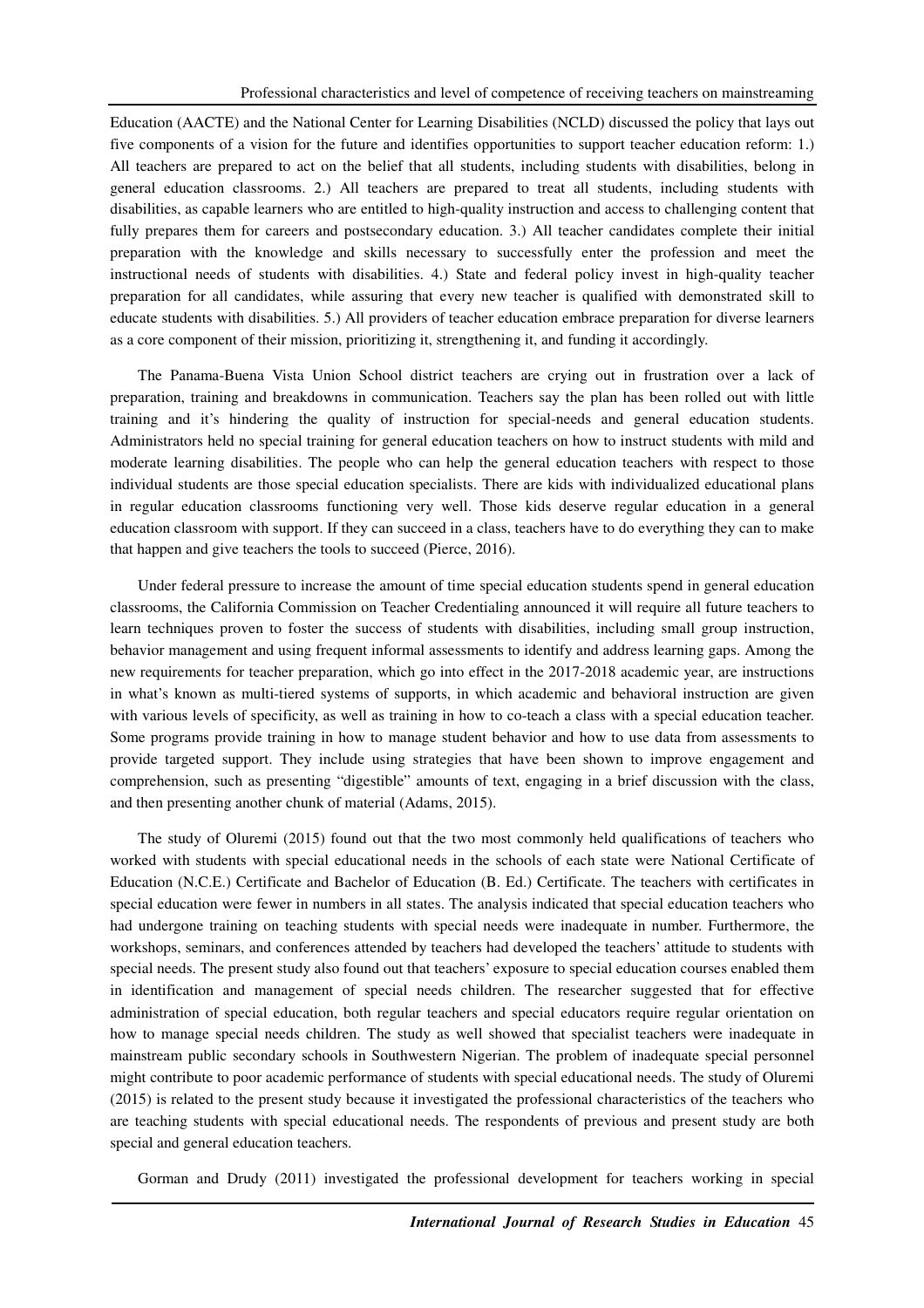Education (AACTE) and the National Center for Learning Disabilities (NCLD) discussed the policy that lays out five components of a vision for the future and identifies opportunities to support teacher education reform: 1.) All teachers are prepared to act on the belief that all students, including students with disabilities, belong in general education classrooms. 2.) All teachers are prepared to treat all students, including students with disabilities, as capable learners who are entitled to high-quality instruction and access to challenging content that fully prepares them for careers and postsecondary education. 3.) All teacher candidates complete their initial preparation with the knowledge and skills necessary to successfully enter the profession and meet the instructional needs of students with disabilities. 4.) State and federal policy invest in high-quality teacher preparation for all candidates, while assuring that every new teacher is qualified with demonstrated skill to educate students with disabilities. 5.) All providers of teacher education embrace preparation for diverse learners as a core component of their mission, prioritizing it, strengthening it, and funding it accordingly.

The Panama-Buena Vista Union School district teachers are crying out in frustration over a lack of preparation, training and breakdowns in communication. Teachers say the plan has been rolled out with little training and it's hindering the quality of instruction for special-needs and general education students. Administrators held no special training for general education teachers on how to instruct students with mild and moderate learning disabilities. The people who can help the general education teachers with respect to those individual students are those special education specialists. There are kids with individualized educational plans in regular education classrooms functioning very well. Those kids deserve regular education in a general education classroom with support. If they can succeed in a class, teachers have to do everything they can to make that happen and give teachers the tools to succeed (Pierce, 2016).

Under federal pressure to increase the amount of time special education students spend in general education classrooms, the California Commission on Teacher Credentialing announced it will require all future teachers to learn techniques proven to foster the success of students with disabilities, including small group instruction, behavior management and using frequent informal assessments to identify and address learning gaps. Among the new requirements for teacher preparation, which go into effect in the 2017-2018 academic year, are instructions in what's known as multi-tiered systems of supports, in which academic and behavioral instruction are given with various levels of specificity, as well as training in how to co-teach a class with a special education teacher. Some programs provide training in how to manage student behavior and how to use data from assessments to provide targeted support. They include using strategies that have been shown to improve engagement and comprehension, such as presenting "digestible" amounts of text, engaging in a brief discussion with the class, and then presenting another chunk of material (Adams, 2015).

The study of Oluremi (2015) found out that the two most commonly held qualifications of teachers who worked with students with special educational needs in the schools of each state were National Certificate of Education (N.C.E.) Certificate and Bachelor of Education (B. Ed.) Certificate. The teachers with certificates in special education were fewer in numbers in all states. The analysis indicated that special education teachers who had undergone training on teaching students with special needs were inadequate in number. Furthermore, the workshops, seminars, and conferences attended by teachers had developed the teachers' attitude to students with special needs. The present study also found out that teachers' exposure to special education courses enabled them in identification and management of special needs children. The researcher suggested that for effective administration of special education, both regular teachers and special educators require regular orientation on how to manage special needs children. The study as well showed that specialist teachers were inadequate in mainstream public secondary schools in Southwestern Nigerian. The problem of inadequate special personnel might contribute to poor academic performance of students with special educational needs. The study of Oluremi (2015) is related to the present study because it investigated the professional characteristics of the teachers who are teaching students with special educational needs. The respondents of previous and present study are both special and general education teachers.

Gorman and Drudy (2011) investigated the professional development for teachers working in special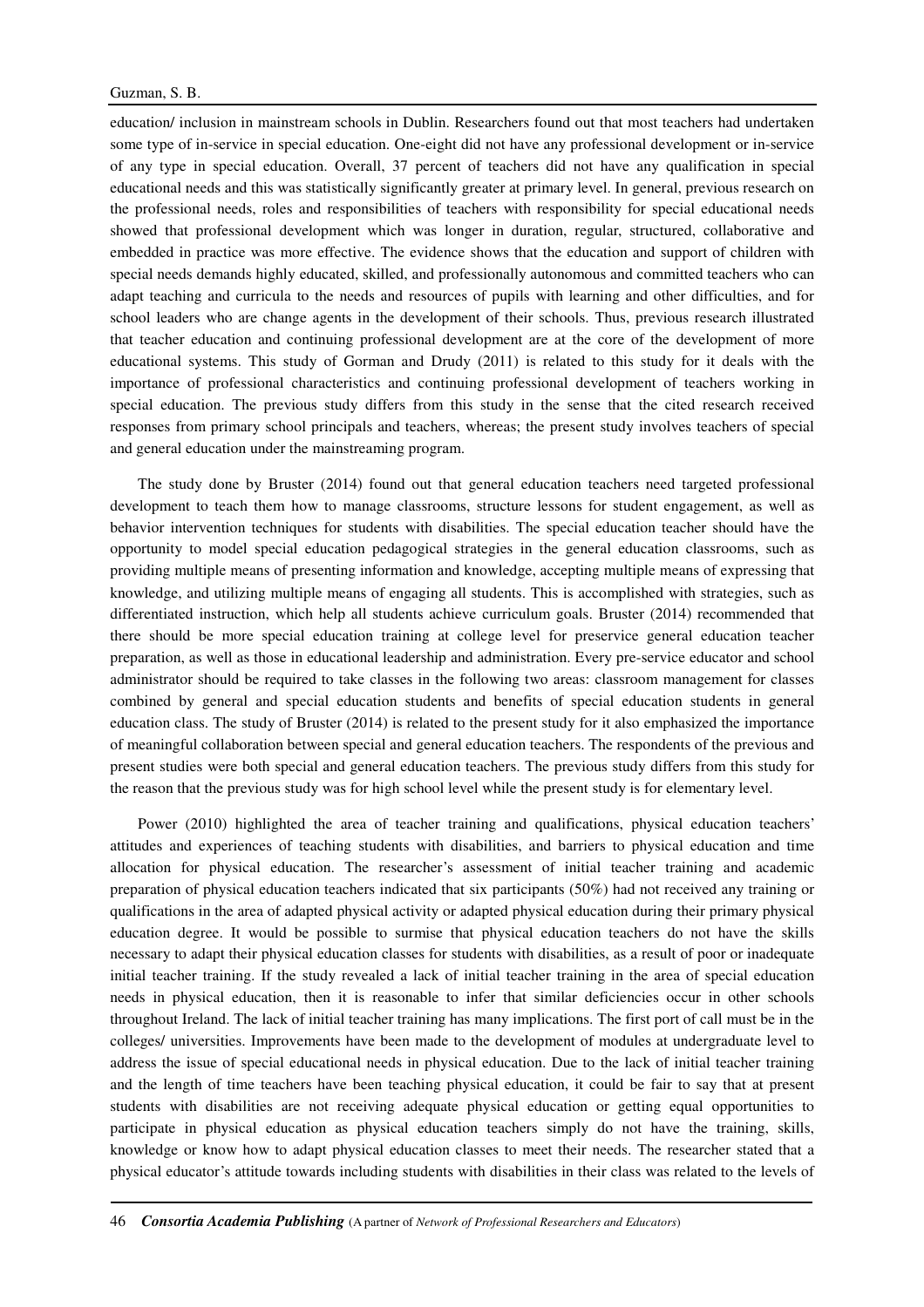education/ inclusion in mainstream schools in Dublin. Researchers found out that most teachers had undertaken some type of in-service in special education. One-eight did not have any professional development or in-service of any type in special education. Overall, 37 percent of teachers did not have any qualification in special educational needs and this was statistically significantly greater at primary level. In general, previous research on the professional needs, roles and responsibilities of teachers with responsibility for special educational needs showed that professional development which was longer in duration, regular, structured, collaborative and embedded in practice was more effective. The evidence shows that the education and support of children with special needs demands highly educated, skilled, and professionally autonomous and committed teachers who can adapt teaching and curricula to the needs and resources of pupils with learning and other difficulties, and for school leaders who are change agents in the development of their schools. Thus, previous research illustrated that teacher education and continuing professional development are at the core of the development of more educational systems. This study of Gorman and Drudy (2011) is related to this study for it deals with the importance of professional characteristics and continuing professional development of teachers working in special education. The previous study differs from this study in the sense that the cited research received responses from primary school principals and teachers, whereas; the present study involves teachers of special and general education under the mainstreaming program.

The study done by Bruster (2014) found out that general education teachers need targeted professional development to teach them how to manage classrooms, structure lessons for student engagement, as well as behavior intervention techniques for students with disabilities. The special education teacher should have the opportunity to model special education pedagogical strategies in the general education classrooms, such as providing multiple means of presenting information and knowledge, accepting multiple means of expressing that knowledge, and utilizing multiple means of engaging all students. This is accomplished with strategies, such as differentiated instruction, which help all students achieve curriculum goals. Bruster (2014) recommended that there should be more special education training at college level for preservice general education teacher preparation, as well as those in educational leadership and administration. Every pre-service educator and school administrator should be required to take classes in the following two areas: classroom management for classes combined by general and special education students and benefits of special education students in general education class. The study of Bruster (2014) is related to the present study for it also emphasized the importance of meaningful collaboration between special and general education teachers. The respondents of the previous and present studies were both special and general education teachers. The previous study differs from this study for the reason that the previous study was for high school level while the present study is for elementary level.

Power (2010) highlighted the area of teacher training and qualifications, physical education teachers' attitudes and experiences of teaching students with disabilities, and barriers to physical education and time allocation for physical education. The researcher's assessment of initial teacher training and academic preparation of physical education teachers indicated that six participants (50%) had not received any training or qualifications in the area of adapted physical activity or adapted physical education during their primary physical education degree. It would be possible to surmise that physical education teachers do not have the skills necessary to adapt their physical education classes for students with disabilities, as a result of poor or inadequate initial teacher training. If the study revealed a lack of initial teacher training in the area of special education needs in physical education, then it is reasonable to infer that similar deficiencies occur in other schools throughout Ireland. The lack of initial teacher training has many implications. The first port of call must be in the colleges/ universities. Improvements have been made to the development of modules at undergraduate level to address the issue of special educational needs in physical education. Due to the lack of initial teacher training and the length of time teachers have been teaching physical education, it could be fair to say that at present students with disabilities are not receiving adequate physical education or getting equal opportunities to participate in physical education as physical education teachers simply do not have the training, skills, knowledge or know how to adapt physical education classes to meet their needs. The researcher stated that a physical educator's attitude towards including students with disabilities in their class was related to the levels of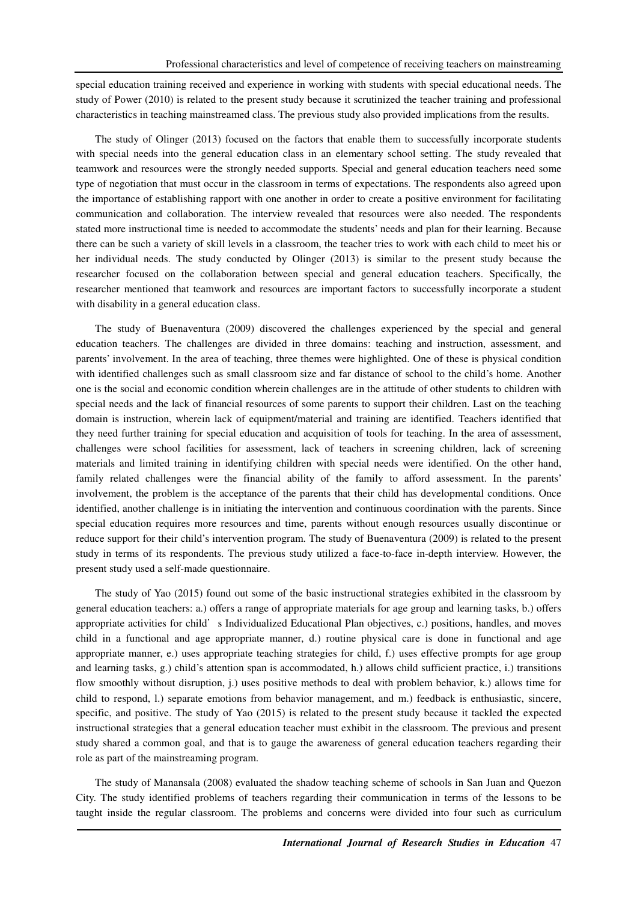special education training received and experience in working with students with special educational needs. The study of Power (2010) is related to the present study because it scrutinized the teacher training and professional characteristics in teaching mainstreamed class. The previous study also provided implications from the results.

The study of Olinger (2013) focused on the factors that enable them to successfully incorporate students with special needs into the general education class in an elementary school setting. The study revealed that teamwork and resources were the strongly needed supports. Special and general education teachers need some type of negotiation that must occur in the classroom in terms of expectations. The respondents also agreed upon the importance of establishing rapport with one another in order to create a positive environment for facilitating communication and collaboration. The interview revealed that resources were also needed. The respondents stated more instructional time is needed to accommodate the students' needs and plan for their learning. Because there can be such a variety of skill levels in a classroom, the teacher tries to work with each child to meet his or her individual needs. The study conducted by Olinger (2013) is similar to the present study because the researcher focused on the collaboration between special and general education teachers. Specifically, the researcher mentioned that teamwork and resources are important factors to successfully incorporate a student with disability in a general education class.

The study of Buenaventura (2009) discovered the challenges experienced by the special and general education teachers. The challenges are divided in three domains: teaching and instruction, assessment, and parents' involvement. In the area of teaching, three themes were highlighted. One of these is physical condition with identified challenges such as small classroom size and far distance of school to the child's home. Another one is the social and economic condition wherein challenges are in the attitude of other students to children with special needs and the lack of financial resources of some parents to support their children. Last on the teaching domain is instruction, wherein lack of equipment/material and training are identified. Teachers identified that they need further training for special education and acquisition of tools for teaching. In the area of assessment, challenges were school facilities for assessment, lack of teachers in screening children, lack of screening materials and limited training in identifying children with special needs were identified. On the other hand, family related challenges were the financial ability of the family to afford assessment. In the parents' involvement, the problem is the acceptance of the parents that their child has developmental conditions. Once identified, another challenge is in initiating the intervention and continuous coordination with the parents. Since special education requires more resources and time, parents without enough resources usually discontinue or reduce support for their child's intervention program. The study of Buenaventura (2009) is related to the present study in terms of its respondents. The previous study utilized a face-to-face in-depth interview. However, the present study used a self-made questionnaire.

The study of Yao (2015) found out some of the basic instructional strategies exhibited in the classroom by general education teachers: a.) offers a range of appropriate materials for age group and learning tasks, b.) offers appropriate activities for child's Individualized Educational Plan objectives, c.) positions, handles, and moves child in a functional and age appropriate manner, d.) routine physical care is done in functional and age appropriate manner, e.) uses appropriate teaching strategies for child, f.) uses effective prompts for age group and learning tasks, g.) child's attention span is accommodated, h.) allows child sufficient practice, i.) transitions flow smoothly without disruption, j.) uses positive methods to deal with problem behavior, k.) allows time for child to respond, l.) separate emotions from behavior management, and m.) feedback is enthusiastic, sincere, specific, and positive. The study of Yao (2015) is related to the present study because it tackled the expected instructional strategies that a general education teacher must exhibit in the classroom. The previous and present study shared a common goal, and that is to gauge the awareness of general education teachers regarding their role as part of the mainstreaming program.

The study of Manansala (2008) evaluated the shadow teaching scheme of schools in San Juan and Quezon City. The study identified problems of teachers regarding their communication in terms of the lessons to be taught inside the regular classroom. The problems and concerns were divided into four such as curriculum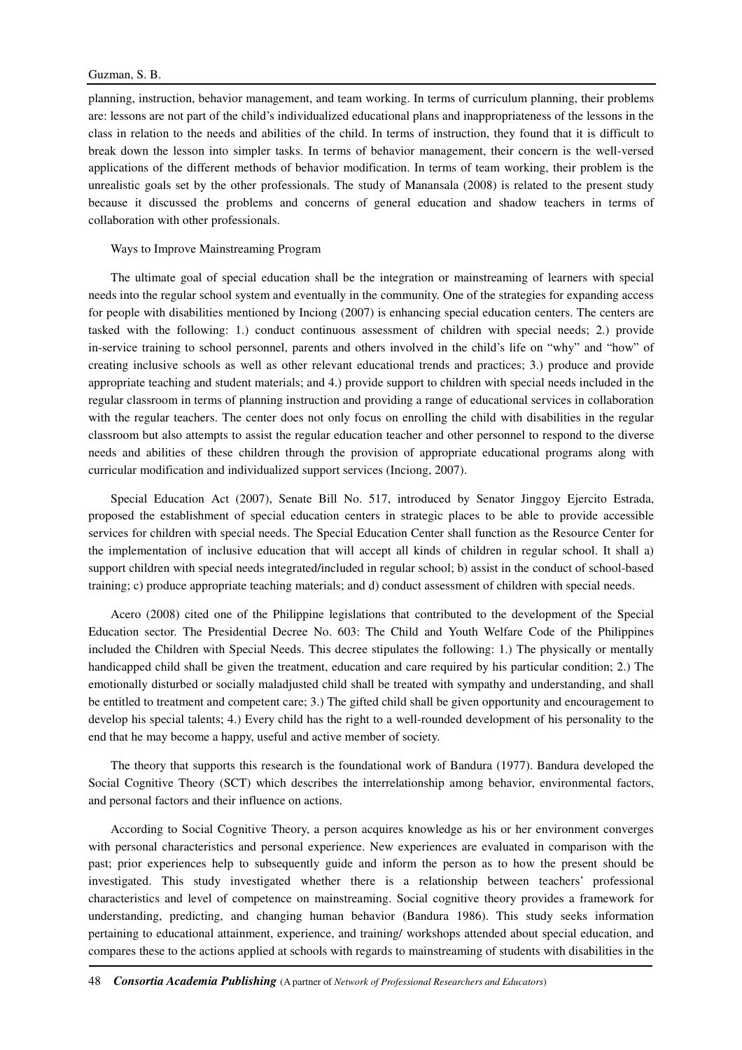planning, instruction, behavior management, and team working. In terms of curriculum planning, their problems are: lessons are not part of the child's individualized educational plans and inappropriateness of the lessons in the class in relation to the needs and abilities of the child. In terms of instruction, they found that it is difficult to break down the lesson into simpler tasks. In terms of behavior management, their concern is the well-versed applications of the different methods of behavior modification. In terms of team working, their problem is the unrealistic goals set by the other professionals. The study of Manansala (2008) is related to the present study because it discussed the problems and concerns of general education and shadow teachers in terms of collaboration with other professionals.

### Ways to Improve Mainstreaming Program

The ultimate goal of special education shall be the integration or mainstreaming of learners with special needs into the regular school system and eventually in the community. One of the strategies for expanding access for people with disabilities mentioned by Inciong (2007) is enhancing special education centers. The centers are tasked with the following: 1.) conduct continuous assessment of children with special needs; 2.) provide in-service training to school personnel, parents and others involved in the child's life on "why" and "how" of creating inclusive schools as well as other relevant educational trends and practices; 3.) produce and provide appropriate teaching and student materials; and 4.) provide support to children with special needs included in the regular classroom in terms of planning instruction and providing a range of educational services in collaboration with the regular teachers. The center does not only focus on enrolling the child with disabilities in the regular classroom but also attempts to assist the regular education teacher and other personnel to respond to the diverse needs and abilities of these children through the provision of appropriate educational programs along with curricular modification and individualized support services (Inciong, 2007).

Special Education Act (2007), Senate Bill No. 517, introduced by Senator Jinggoy Ejercito Estrada, proposed the establishment of special education centers in strategic places to be able to provide accessible services for children with special needs. The Special Education Center shall function as the Resource Center for the implementation of inclusive education that will accept all kinds of children in regular school. It shall a) support children with special needs integrated/included in regular school; b) assist in the conduct of school-based training; c) produce appropriate teaching materials; and d) conduct assessment of children with special needs.

Acero (2008) cited one of the Philippine legislations that contributed to the development of the Special Education sector. The Presidential Decree No. 603: The Child and Youth Welfare Code of the Philippines included the Children with Special Needs. This decree stipulates the following: 1.) The physically or mentally handicapped child shall be given the treatment, education and care required by his particular condition; 2.) The emotionally disturbed or socially maladjusted child shall be treated with sympathy and understanding, and shall be entitled to treatment and competent care; 3.) The gifted child shall be given opportunity and encouragement to develop his special talents; 4.) Every child has the right to a well-rounded development of his personality to the end that he may become a happy, useful and active member of society.

The theory that supports this research is the foundational work of Bandura (1977). Bandura developed the Social Cognitive Theory (SCT) which describes the interrelationship among behavior, environmental factors, and personal factors and their influence on actions.

According to Social Cognitive Theory, a person acquires knowledge as his or her environment converges with personal characteristics and personal experience. New experiences are evaluated in comparison with the past; prior experiences help to subsequently guide and inform the person as to how the present should be investigated. This study investigated whether there is a relationship between teachers' professional characteristics and level of competence on mainstreaming. Social cognitive theory provides a framework for understanding, predicting, and changing human behavior (Bandura 1986). This study seeks information pertaining to educational attainment, experience, and training/ workshops attended about special education, and compares these to the actions applied at schools with regards to mainstreaming of students with disabilities in the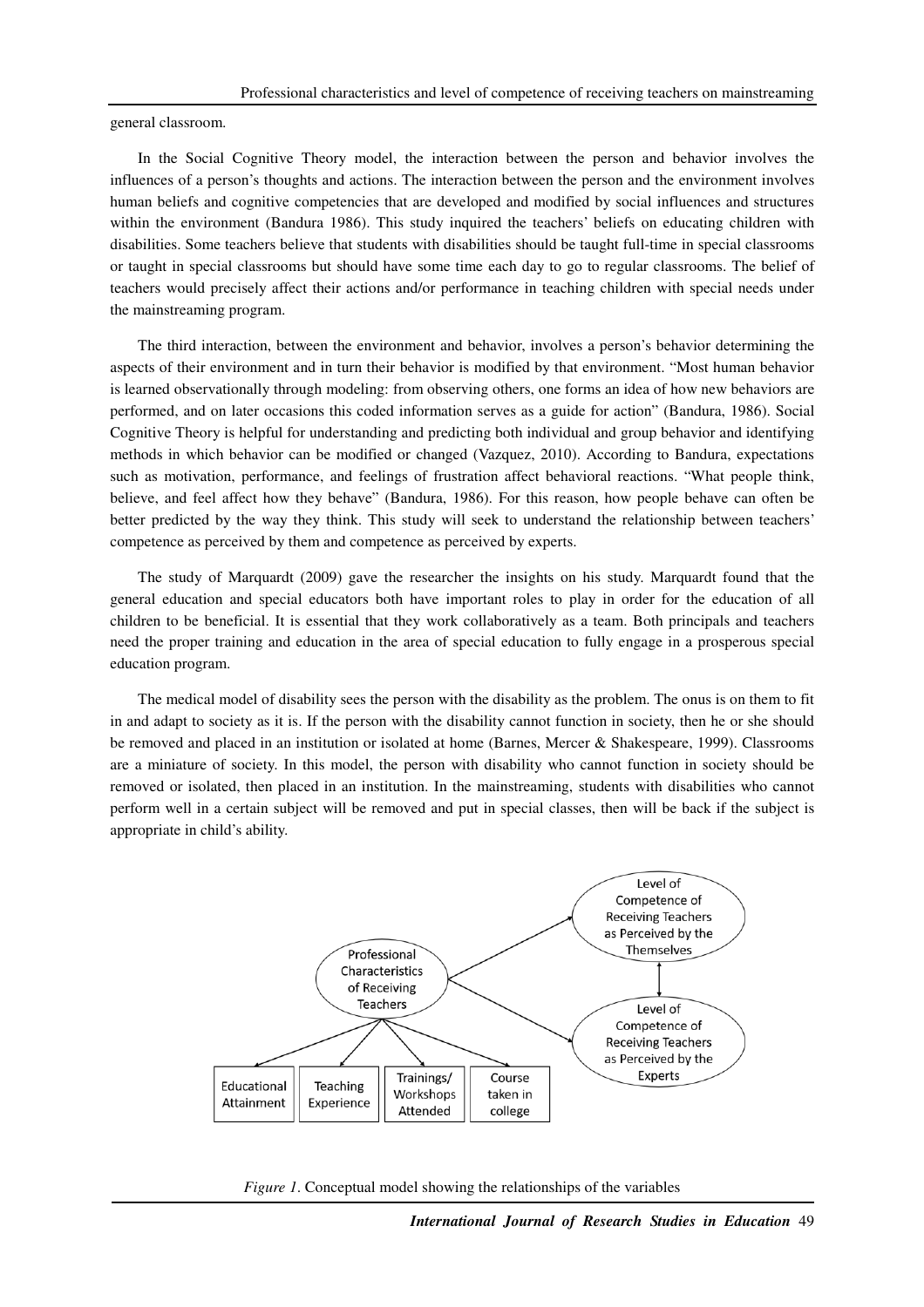general classroom.

In the Social Cognitive Theory model, the interaction between the person and behavior involves the influences of a person's thoughts and actions. The interaction between the person and the environment involves human beliefs and cognitive competencies that are developed and modified by social influences and structures within the environment (Bandura 1986). This study inquired the teachers' beliefs on educating children with disabilities. Some teachers believe that students with disabilities should be taught full-time in special classrooms or taught in special classrooms but should have some time each day to go to regular classrooms. The belief of teachers would precisely affect their actions and/or performance in teaching children with special needs under the mainstreaming program.

The third interaction, between the environment and behavior, involves a person's behavior determining the aspects of their environment and in turn their behavior is modified by that environment. "Most human behavior is learned observationally through modeling: from observing others, one forms an idea of how new behaviors are performed, and on later occasions this coded information serves as a guide for action" (Bandura, 1986). Social Cognitive Theory is helpful for understanding and predicting both individual and group behavior and identifying methods in which behavior can be modified or changed (Vazquez, 2010). According to Bandura, expectations such as motivation, performance, and feelings of frustration affect behavioral reactions. "What people think, believe, and feel affect how they behave" (Bandura, 1986). For this reason, how people behave can often be better predicted by the way they think. This study will seek to understand the relationship between teachers' competence as perceived by them and competence as perceived by experts.

The study of Marquardt (2009) gave the researcher the insights on his study. Marquardt found that the general education and special educators both have important roles to play in order for the education of all children to be beneficial. It is essential that they work collaboratively as a team. Both principals and teachers need the proper training and education in the area of special education to fully engage in a prosperous special education program.

The medical model of disability sees the person with the disability as the problem. The onus is on them to fit in and adapt to society as it is. If the person with the disability cannot function in society, then he or she should be removed and placed in an institution or isolated at home (Barnes, Mercer & Shakespeare, 1999). Classrooms are a miniature of society. In this model, the person with disability who cannot function in society should be removed or isolated, then placed in an institution. In the mainstreaming, students with disabilities who cannot perform well in a certain subject will be removed and put in special classes, then will be back if the subject is appropriate in child's ability.

Professional Characteristics of Receiving Teachers

Educational Attainment | Teaching Experience | Trainings/ Workshops Attended | Course taken in college

Level of Competence of Receiving Teachers as Perceived by the Themselves

Level of Competence of Receiving Teachers as Perceived by the Experts

*Figure 1*. Conceptual model showing the relationships of the variables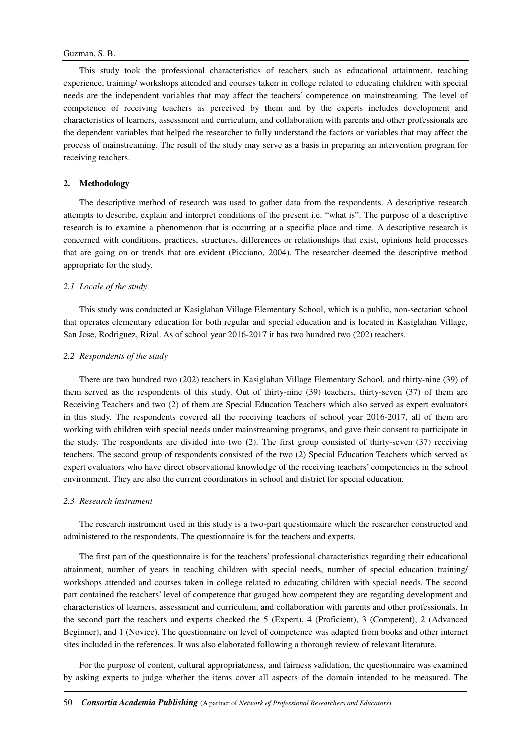This study took the professional characteristics of teachers such as educational attainment, teaching experience, training/ workshops attended and courses taken in college related to educating children with special needs are the independent variables that may affect the teachers' competence on mainstreaming. The level of competence of receiving teachers as perceived by them and by the experts includes development and characteristics of learners, assessment and curriculum, and collaboration with parents and other professionals are the dependent variables that helped the researcher to fully understand the factors or variables that may affect the process of mainstreaming. The result of the study may serve as a basis in preparing an intervention program for receiving teachers.

## 2. Methodology

The descriptive method of research was used to gather data from the respondents. A descriptive research attempts to describe, explain and interpret conditions of the present i.e. "what is". The purpose of a descriptive research is to examine a phenomenon that is occurring at a specific place and time. A descriptive research is concerned with conditions, practices, structures, differences or relationships that exist, opinions held processes that are going on or trends that are evident (Picciano, 2004). The researcher deemed the descriptive method appropriate for the study.

### *2.1 Locale of the study*

This study was conducted at Kasiglahan Village Elementary School, which is a public, non-sectarian school that operates elementary education for both regular and special education and is located in Kasiglahan Village, San Jose, Rodriguez, Rizal. As of school year 2016-2017 it has two hundred two (202) teachers.

### *2.2 Respondents of the study*

There are two hundred two (202) teachers in Kasiglahan Village Elementary School, and thirty-nine (39) of them served as the respondents of this study. Out of thirty-nine (39) teachers, thirty-seven (37) of them are Receiving Teachers and two (2) of them are Special Education Teachers which also served as expert evaluators in this study. The respondents covered all the receiving teachers of school year 2016-2017, all of them are working with children with special needs under mainstreaming programs, and gave their consent to participate in the study. The respondents are divided into two (2). The first group consisted of thirty-seven (37) receiving teachers. The second group of respondents consisted of the two (2) Special Education Teachers which served as expert evaluators who have direct observational knowledge of the receiving teachers' competencies in the school environment. They are also the current coordinators in school and district for special education.

### *2.3 Research instrument*

The research instrument used in this study is a two-part questionnaire which the researcher constructed and administered to the respondents. The questionnaire is for the teachers and experts.

The first part of the questionnaire is for the teachers' professional characteristics regarding their educational attainment, number of years in teaching children with special needs, number of special education training/ workshops attended and courses taken in college related to educating children with special needs. The second part contained the teachers' level of competence that gauged how competent they are regarding development and characteristics of learners, assessment and curriculum, and collaboration with parents and other professionals. In the second part the teachers and experts checked the 5 (Expert), 4 (Proficient), 3 (Competent), 2 (Advanced Beginner), and 1 (Novice). The questionnaire on level of competence was adapted from books and other internet sites included in the references. It was also elaborated following a thorough review of relevant literature.

For the purpose of content, cultural appropriateness, and fairness validation, the questionnaire was examined by asking experts to judge whether the items cover all aspects of the domain intended to be measured. The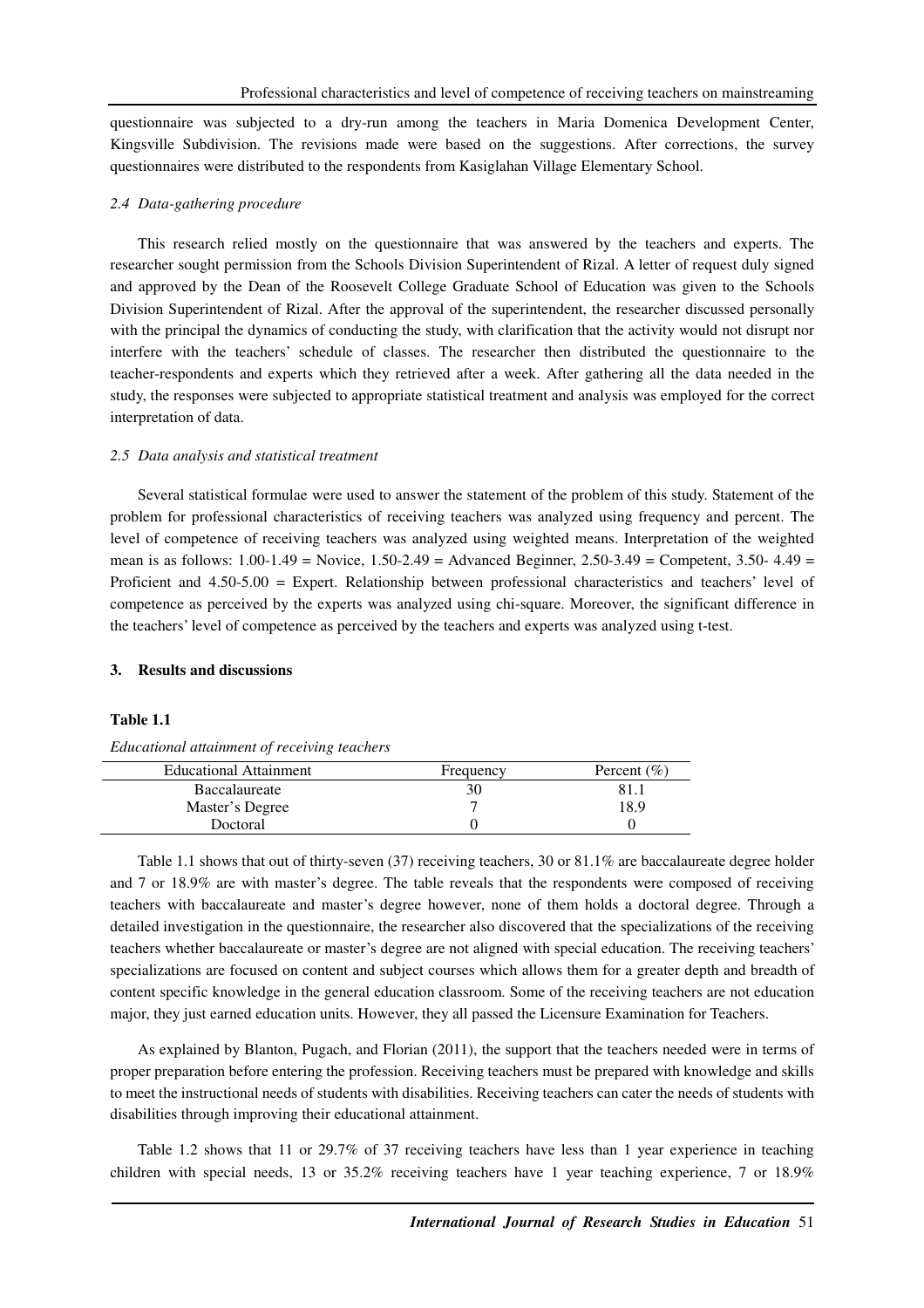questionnaire was subjected to a dry-run among the teachers in Maria Domenica Development Center, Kingsville Subdivision. The revisions made were based on the suggestions. After corrections, the survey questionnaires were distributed to the respondents from Kasiglahan Village Elementary School.

### 2.4 Data-gathering procedure

This research relied mostly on the questionnaire that was answered by the teachers and experts. The researcher sought permission from the Schools Division Superintendent of Rizal. A letter of request duly signed and approved by the Dean of the Roosevelt College Graduate School of Education was given to the Schools Division Superintendent of Rizal. After the approval of the superintendent, the researcher discussed personally with the principal the dynamics of conducting the study, with clarification that the activity would not disrupt nor interfere with the teachers' schedule of classes. The researcher then distributed the questionnaire to the teacher-respondents and experts which they retrieved after a week. After gathering all the data needed in the study, the responses were subjected to appropriate statistical treatment and analysis was employed for the correct interpretation of data.

### 2.5 Data analysis and statistical treatment

Several statistical formulae were used to answer the statement of the problem of this study. Statement of the problem for professional characteristics of receiving teachers was analyzed using frequency and percent. The level of competence of receiving teachers was analyzed using weighted means. Interpretation of the weighted mean is as follows: 1.00-1.49 = Novice, 1.50-2.49 = Advanced Beginner, 2.50-3.49 = Competent, 3.50- 4.49 = Proficient and 4.50-5.00 = Expert. Relationship between professional characteristics and teachers' level of competence as perceived by the experts was analyzed using chi-square. Moreover, the significant difference in the teachers' level of competence as perceived by the teachers and experts was analyzed using t-test.

## 3. Results and discussions

**Table 1.1**

*Educational attainment of receiving teachers*

| Educational Attainment | Frequency | Percent (%) |
|---|---|---|
| Baccalaureate | 30 | 81.1 |
| Master's Degree | 7 | 18.9 |
| Doctoral | 0 | 0 |

Table 1.1 shows that out of thirty-seven (37) receiving teachers, 30 or 81.1% are baccalaureate degree holder and 7 or 18.9% are with master's degree. The table reveals that the respondents were composed of receiving teachers with baccalaureate and master's degree however, none of them holds a doctoral degree. Through a detailed investigation in the questionnaire, the researcher also discovered that the specializations of the receiving teachers whether baccalaureate or master's degree are not aligned with special education. The receiving teachers' specializations are focused on content and subject courses which allows them for a greater depth and breadth of content specific knowledge in the general education classroom. Some of the receiving teachers are not education major, they just earned education units. However, they all passed the Licensure Examination for Teachers.

As explained by Blanton, Pugach, and Florian (2011), the support that the teachers needed were in terms of proper preparation before entering the profession. Receiving teachers must be prepared with knowledge and skills to meet the instructional needs of students with disabilities. Receiving teachers can cater the needs of students with disabilities through improving their educational attainment.

Table 1.2 shows that 11 or 29.7% of 37 receiving teachers have less than 1 year experience in teaching children with special needs, 13 or 35.2% receiving teachers have 1 year teaching experience, 7 or 18.9%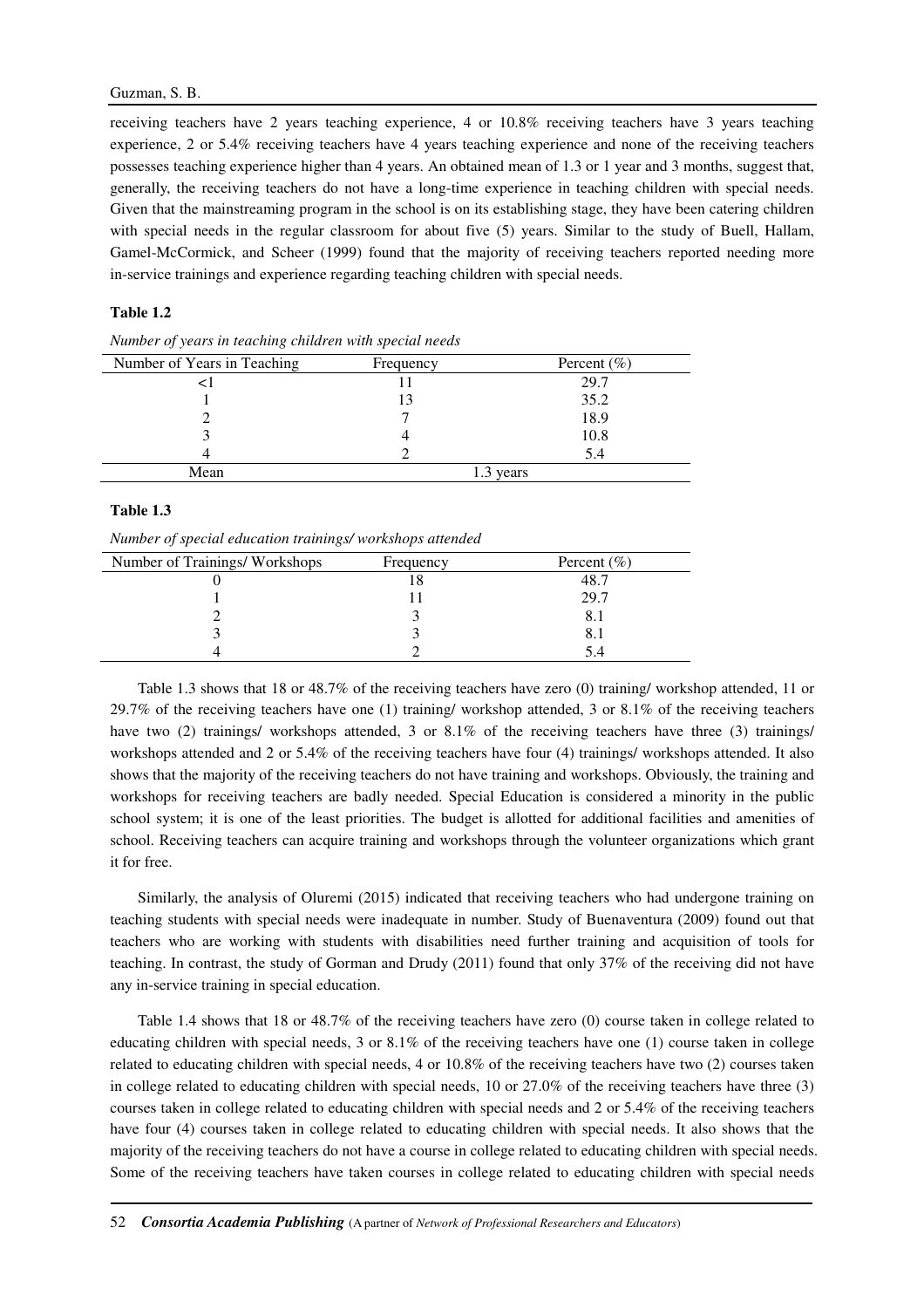receiving teachers have 2 years teaching experience, 4 or 10.8% receiving teachers have 3 years teaching experience, 2 or 5.4% receiving teachers have 4 years teaching experience and none of the receiving teachers possesses teaching experience higher than 4 years. An obtained mean of 1.3 or 1 year and 3 months, suggest that, generally, the receiving teachers do not have a long-time experience in teaching children with special needs. Given that the mainstreaming program in the school is on its establishing stage, they have been catering children with special needs in the regular classroom for about five (5) years. Similar to the study of Buell, Hallam, Gamel-McCormick, and Scheer (1999) found that the majority of receiving teachers reported needing more in-service trainings and experience regarding teaching children with special needs.

**Table 1.2**

*Number of years in teaching children with special needs*

| Number of Years in Teaching | Frequency | Percent (%) |
|---|---|---|
| <1 | 11 | 29.7 |
| 1 | 13 | 35.2 |
| 2 | 7 | 18.9 |
| 3 | 4 | 10.8 |
| 4 | 2 | 5.4 |
| Mean | 1.3 years | |

**Table 1.3**

*Number of special education trainings/ workshops attended*

| Number of Trainings/ Workshops | Frequency | Percent (%) |
|---|---|---|
| 0 | 18 | 48.7 |
| 1 | 11 | 29.7 |
| 2 | 3 | 8.1 |
| 3 | 3 | 8.1 |
| 4 | 2 | 5.4 |

Table 1.3 shows that 18 or 48.7% of the receiving teachers have zero (0) training/ workshop attended, 11 or 29.7% of the receiving teachers have one (1) training/ workshop attended, 3 or 8.1% of the receiving teachers have two (2) trainings/ workshops attended, 3 or 8.1% of the receiving teachers have three (3) trainings/ workshops attended and 2 or 5.4% of the receiving teachers have four (4) trainings/ workshops attended. It also shows that the majority of the receiving teachers do not have training and workshops. Obviously, the training and workshops for receiving teachers are badly needed. Special Education is considered a minority in the public school system; it is one of the least priorities. The budget is allotted for additional facilities and amenities of school. Receiving teachers can acquire training and workshops through the volunteer organizations which grant it for free.

Similarly, the analysis of Oluremi (2015) indicated that receiving teachers who had undergone training on teaching students with special needs were inadequate in number. Study of Buenaventura (2009) found out that teachers who are working with students with disabilities need further training and acquisition of tools for teaching. In contrast, the study of Gorman and Drudy (2011) found that only 37% of the receiving did not have any in-service training in special education.

Table 1.4 shows that 18 or 48.7% of the receiving teachers have zero (0) course taken in college related to educating children with special needs, 3 or 8.1% of the receiving teachers have one (1) course taken in college related to educating children with special needs, 4 or 10.8% of the receiving teachers have two (2) courses taken in college related to educating children with special needs, 10 or 27.0% of the receiving teachers have three (3) courses taken in college related to educating children with special needs and 2 or 5.4% of the receiving teachers have four (4) courses taken in college related to educating children with special needs. It also shows that the majority of the receiving teachers do not have a course in college related to educating children with special needs. Some of the receiving teachers have taken courses in college related to educating children with special needs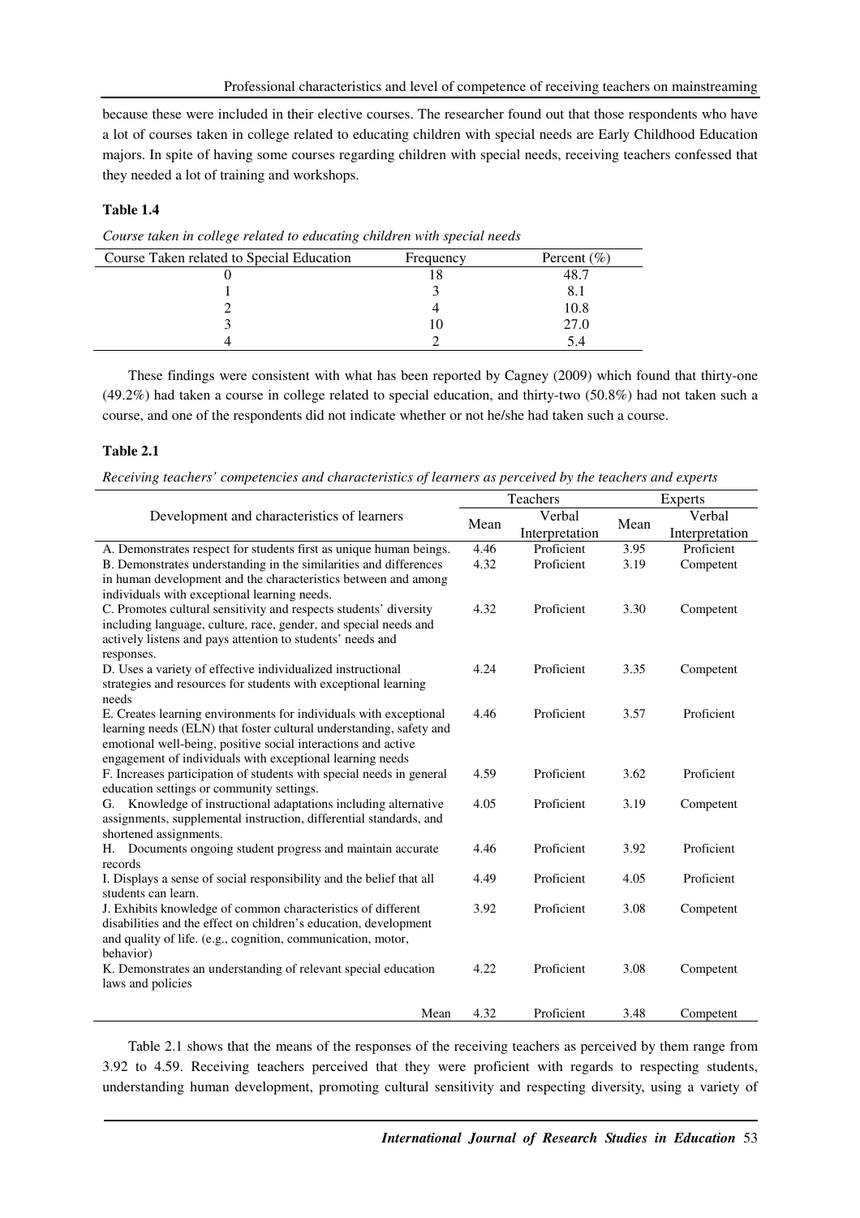because these were included in their elective courses. The researcher found out that those respondents who have a lot of courses taken in college related to educating children with special needs are Early Childhood Education majors. In spite of having some courses regarding children with special needs, receiving teachers confessed that they needed a lot of training and workshops.

**Table 1.4**

*Course taken in college related to educating children with special needs*

| Course Taken related to Special Education | Frequency | Percent (%) |
|---|---|---|
| 0 | 18 | 48.7 |
| 1 | 3 | 8.1 |
| 2 | 4 | 10.8 |
| 3 | 10 | 27.0 |
| 4 | 2 | 5.4 |

These findings were consistent with what has been reported by Cagney (2009) which found that thirty-one (49.2%) had taken a course in college related to special education, and thirty-two (50.8%) had not taken such a course, and one of the respondents did not indicate whether or not he/she had taken such a course.

**Table 2.1**

*Receiving teachers' competencies and characteristics of learners as perceived by the teachers and experts*

| Development and characteristics of learners | Teachers | | Experts | |
|---|---|---|---|---|
| | Mean | Verbal Interpretation | Mean | Verbal Interpretation |
| A. Demonstrates respect for students first as unique human beings. | 4.46 | Proficient | 3.95 | Proficient |
| B. Demonstrates understanding in the similarities and differences in human development and the characteristics between and among individuals with exceptional learning needs. | 4.32 | Proficient | 3.19 | Competent |
| C. Promotes cultural sensitivity and respects students' diversity including language, culture, race, gender, and special needs and actively listens and pays attention to students' needs and responses. | 4.32 | Proficient | 3.30 | Competent |
| D. Uses a variety of effective individualized instructional strategies and resources for students with exceptional learning needs | 4.24 | Proficient | 3.35 | Competent |
| E. Creates learning environments for individuals with exceptional learning needs (ELN) that foster cultural understanding, safety and emotional well-being, positive social interactions and active engagement of individuals with exceptional learning needs | 4.46 | Proficient | 3.57 | Proficient |
| F. Increases participation of students with special needs in general education settings or community settings. | 4.59 | Proficient | 3.62 | Proficient |
| G. Knowledge of instructional adaptations including alternative assignments, supplemental instruction, differential standards, and shortened assignments. | 4.05 | Proficient | 3.19 | Competent |
| H. Documents ongoing student progress and maintain accurate records | 4.46 | Proficient | 3.92 | Proficient |
| I. Displays a sense of social responsibility and the belief that all students can learn. | 4.49 | Proficient | 4.05 | Proficient |
| J. Exhibits knowledge of common characteristics of different disabilities and the effect on children's education, development and quality of life. (e.g., cognition, communication, motor, behavior) | 3.92 | Proficient | 3.08 | Competent |
| K. Demonstrates an understanding of relevant special education laws and policies | 4.22 | Proficient | 3.08 | Competent |
| Mean | 4.32 | Proficient | 3.48 | Competent |

Table 2.1 shows that the means of the responses of the receiving teachers as perceived by them range from 3.92 to 4.59. Receiving teachers perceived that they were proficient with regards to respecting students, understanding human development, promoting cultural sensitivity and respecting diversity, using a variety of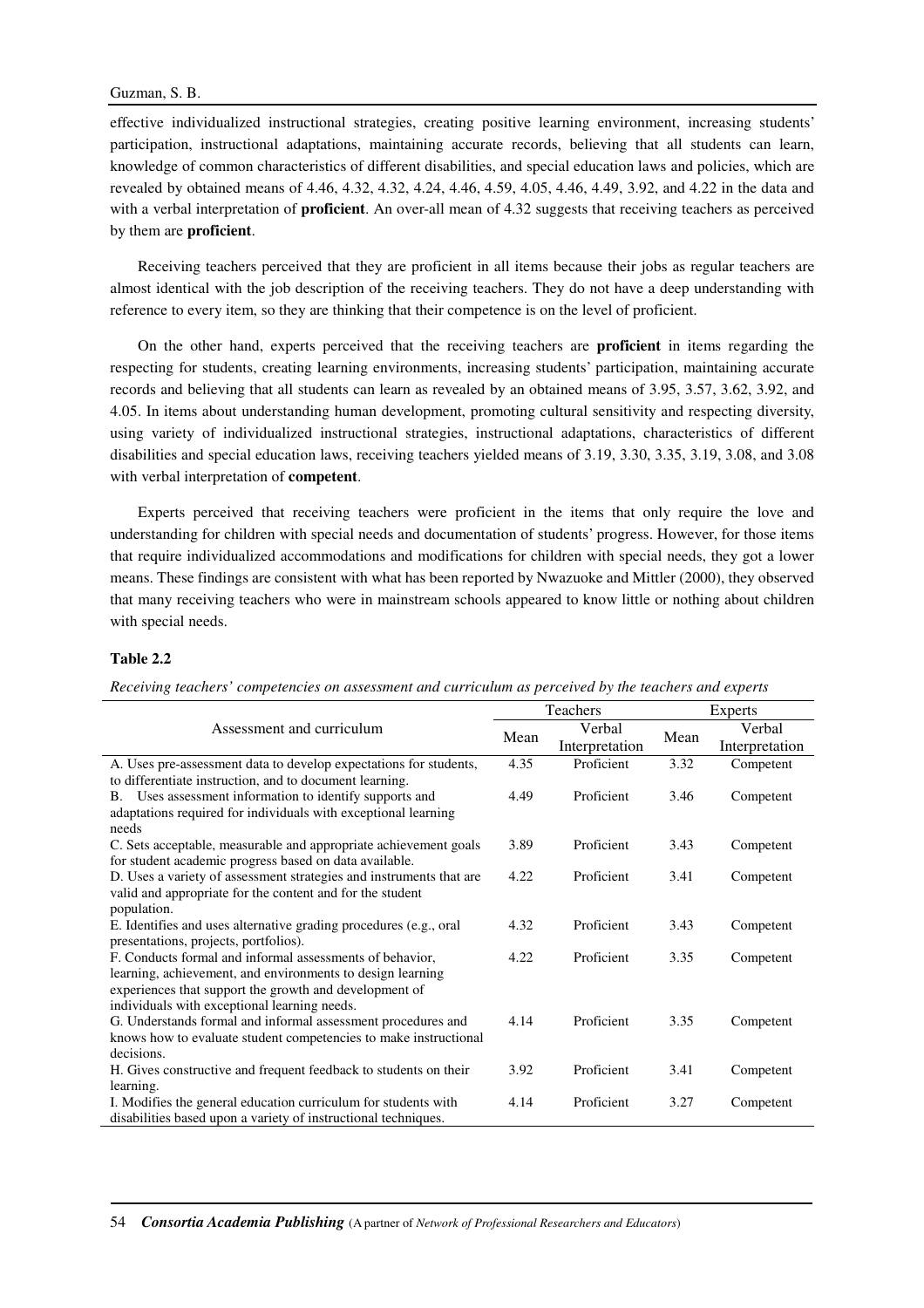effective individualized instructional strategies, creating positive learning environment, increasing students' participation, instructional adaptations, maintaining accurate records, believing that all students can learn, knowledge of common characteristics of different disabilities, and special education laws and policies, which are revealed by obtained means of 4.46, 4.32, 4.32, 4.24, 4.46, 4.59, 4.05, 4.46, 4.49, 3.92, and 4.22 in the data and with a verbal interpretation of **proficient**. An over-all mean of 4.32 suggests that receiving teachers as perceived by them are **proficient**.

Receiving teachers perceived that they are proficient in all items because their jobs as regular teachers are almost identical with the job description of the receiving teachers. They do not have a deep understanding with reference to every item, so they are thinking that their competence is on the level of proficient.

On the other hand, experts perceived that the receiving teachers are **proficient** in items regarding the respecting for students, creating learning environments, increasing students' participation, maintaining accurate records and believing that all students can learn as revealed by an obtained means of 3.95, 3.57, 3.62, 3.92, and 4.05. In items about understanding human development, promoting cultural sensitivity and respecting diversity, using variety of individualized instructional strategies, instructional adaptations, characteristics of different disabilities and special education laws, receiving teachers yielded means of 3.19, 3.30, 3.35, 3.19, 3.08, and 3.08 with verbal interpretation of **competent**.

Experts perceived that receiving teachers were proficient in the items that only require the love and understanding for children with special needs and documentation of students' progress. However, for those items that require individualized accommodations and modifications for children with special needs, they got a lower means. These findings are consistent with what has been reported by Nwazuoke and Mittler (2000), they observed that many receiving teachers who were in mainstream schools appeared to know little or nothing about children with special needs.

**Table 2.2**

*Receiving teachers' competencies on assessment and curriculum as perceived by the teachers and experts*

| Assessment and curriculum | Teachers | | Experts | |
|---|---|---|---|---|
| | Mean | Verbal Interpretation | Mean | Verbal Interpretation |
| A. Uses pre-assessment data to develop expectations for students, to differentiate instruction, and to document learning. | 4.35 | Proficient | 3.32 | Competent |
| B. Uses assessment information to identify supports and adaptations required for individuals with exceptional learning needs | 4.49 | Proficient | 3.46 | Competent |
| C. Sets acceptable, measurable and appropriate achievement goals for student academic progress based on data available. | 3.89 | Proficient | 3.43 | Competent |
| D. Uses a variety of assessment strategies and instruments that are valid and appropriate for the content and for the student population. | 4.22 | Proficient | 3.41 | Competent |
| E. Identifies and uses alternative grading procedures (e.g., oral presentations, projects, portfolios). | 4.32 | Proficient | 3.43 | Competent |
| F. Conducts formal and informal assessments of behavior, learning, achievement, and environments to design learning experiences that support the growth and development of individuals with exceptional learning needs. | 4.22 | Proficient | 3.35 | Competent |
| G. Understands formal and informal assessment procedures and knows how to evaluate student competencies to make instructional decisions. | 4.14 | Proficient | 3.35 | Competent |
| H. Gives constructive and frequent feedback to students on their learning. | 3.92 | Proficient | 3.41 | Competent |
| I. Modifies the general education curriculum for students with disabilities based upon a variety of instructional techniques. | 4.14 | Proficient | 3.27 | Competent |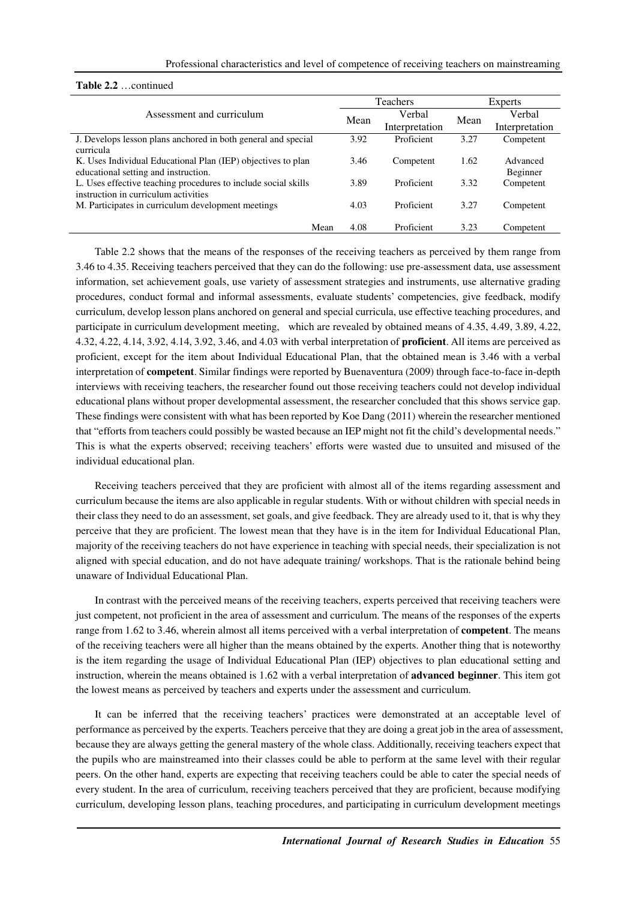**Table 2.2** …continued

| Assessment and curriculum | Teachers | | Experts | |
|---|---|---|---|---|
| | Mean | Verbal Interpretation | Mean | Verbal Interpretation |
| J. Develops lesson plans anchored in both general and special curricula | 3.92 | Proficient | 3.27 | Competent |
| K. Uses Individual Educational Plan (IEP) objectives to plan educational setting and instruction. | 3.46 | Competent | 1.62 | Advanced Beginner |
| L. Uses effective teaching procedures to include social skills instruction in curriculum activities | 3.89 | Proficient | 3.32 | Competent |
| M. Participates in curriculum development meetings | 4.03 | Proficient | 3.27 | Competent |
| Mean | 4.08 | Proficient | 3.23 | Competent |

Table 2.2 shows that the means of the responses of the receiving teachers as perceived by them range from 3.46 to 4.35. Receiving teachers perceived that they can do the following: use pre-assessment data, use assessment information, set achievement goals, use variety of assessment strategies and instruments, use alternative grading procedures, conduct formal and informal assessments, evaluate students' competencies, give feedback, modify curriculum, develop lesson plans anchored on general and special curricula, use effective teaching procedures, and participate in curriculum development meeting, which are revealed by obtained means of 4.35, 4.49, 3.89, 4.22, 4.32, 4.22, 4.14, 3.92, 4.14, 3.92, 3.46, and 4.03 with verbal interpretation of **proficient**. All items are perceived as proficient, except for the item about Individual Educational Plan, that the obtained mean is 3.46 with a verbal interpretation of **competent**. Similar findings were reported by Buenaventura (2009) through face-to-face in-depth interviews with receiving teachers, the researcher found out those receiving teachers could not develop individual educational plans without proper developmental assessment, the researcher concluded that this shows service gap. These findings were consistent with what has been reported by Koe Dang (2011) wherein the researcher mentioned that "efforts from teachers could possibly be wasted because an IEP might not fit the child's developmental needs." This is what the experts observed; receiving teachers' efforts were wasted due to unsuited and misused of the individual educational plan.

Receiving teachers perceived that they are proficient with almost all of the items regarding assessment and curriculum because the items are also applicable in regular students. With or without children with special needs in their class they need to do an assessment, set goals, and give feedback. They are already used to it, that is why they perceive that they are proficient. The lowest mean that they have is in the item for Individual Educational Plan, majority of the receiving teachers do not have experience in teaching with special needs, their specialization is not aligned with special education, and do not have adequate training/ workshops. That is the rationale behind being unaware of Individual Educational Plan.

In contrast with the perceived means of the receiving teachers, experts perceived that receiving teachers were just competent, not proficient in the area of assessment and curriculum. The means of the responses of the experts range from 1.62 to 3.46, wherein almost all items perceived with a verbal interpretation of **competent**. The means of the receiving teachers were all higher than the means obtained by the experts. Another thing that is noteworthy is the item regarding the usage of Individual Educational Plan (IEP) objectives to plan educational setting and instruction, wherein the means obtained is 1.62 with a verbal interpretation of **advanced beginner**. This item got the lowest means as perceived by teachers and experts under the assessment and curriculum.

It can be inferred that the receiving teachers' practices were demonstrated at an acceptable level of performance as perceived by the experts. Teachers perceive that they are doing a great job in the area of assessment, because they are always getting the general mastery of the whole class. Additionally, receiving teachers expect that the pupils who are mainstreamed into their classes could be able to perform at the same level with their regular peers. On the other hand, experts are expecting that receiving teachers could be able to cater the special needs of every student. In the area of curriculum, receiving teachers perceived that they are proficient, because modifying curriculum, developing lesson plans, teaching procedures, and participating in curriculum development meetings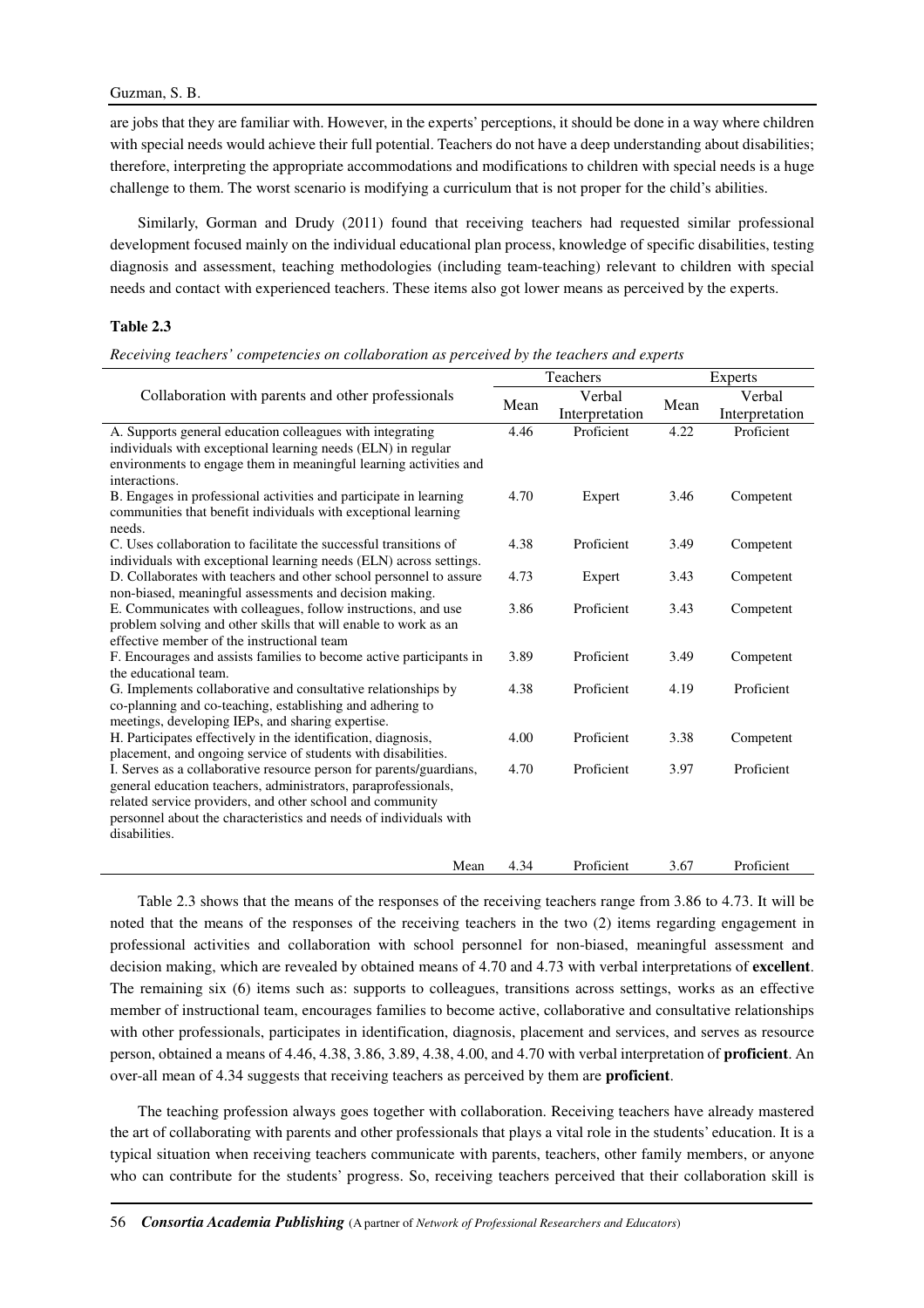are jobs that they are familiar with. However, in the experts' perceptions, it should be done in a way where children with special needs would achieve their full potential. Teachers do not have a deep understanding about disabilities; therefore, interpreting the appropriate accommodations and modifications to children with special needs is a huge challenge to them. The worst scenario is modifying a curriculum that is not proper for the child's abilities.

Similarly, Gorman and Drudy (2011) found that receiving teachers had requested similar professional development focused mainly on the individual educational plan process, knowledge of specific disabilities, testing diagnosis and assessment, teaching methodologies (including team-teaching) relevant to children with special needs and contact with experienced teachers. These items also got lower means as perceived by the experts.

**Table 2.3**

*Receiving teachers' competencies on collaboration as perceived by the teachers and experts*

| Collaboration with parents and other professionals | Teachers | | Experts | |
|---|---|---|---|---|
| | Mean | Verbal Interpretation | Mean | Verbal Interpretation |
| A. Supports general education colleagues with integrating individuals with exceptional learning needs (ELN) in regular environments to engage them in meaningful learning activities and interactions. | 4.46 | Proficient | 4.22 | Proficient |
| B. Engages in professional activities and participate in learning communities that benefit individuals with exceptional learning needs. | 4.70 | Expert | 3.46 | Competent |
| C. Uses collaboration to facilitate the successful transitions of individuals with exceptional learning needs (ELN) across settings. | 4.38 | Proficient | 3.49 | Competent |
| D. Collaborates with teachers and other school personnel to assure non-biased, meaningful assessments and decision making. | 4.73 | Expert | 3.43 | Competent |
| E. Communicates with colleagues, follow instructions, and use problem solving and other skills that will enable to work as an effective member of the instructional team | 3.86 | Proficient | 3.43 | Competent |
| F. Encourages and assists families to become active participants in the educational team. | 3.89 | Proficient | 3.49 | Competent |
| G. Implements collaborative and consultative relationships by co-planning and co-teaching, establishing and adhering to meetings, developing IEPs, and sharing expertise. | 4.38 | Proficient | 4.19 | Proficient |
| H. Participates effectively in the identification, diagnosis, placement, and ongoing service of students with disabilities. | 4.00 | Proficient | 3.38 | Competent |
| I. Serves as a collaborative resource person for parents/guardians, general education teachers, administrators, paraprofessionals, related service providers, and other school and community personnel about the characteristics and needs of individuals with disabilities. | 4.70 | Proficient | 3.97 | Proficient |
| Mean | 4.34 | Proficient | 3.67 | Proficient |

Table 2.3 shows that the means of the responses of the receiving teachers range from 3.86 to 4.73. It will be noted that the means of the responses of the receiving teachers in the two (2) items regarding engagement in professional activities and collaboration with school personnel for non-biased, meaningful assessment and decision making, which are revealed by obtained means of 4.70 and 4.73 with verbal interpretations of **excellent**. The remaining six (6) items such as: supports to colleagues, transitions across settings, works as an effective member of instructional team, encourages families to become active, collaborative and consultative relationships with other professionals, participates in identification, diagnosis, placement and services, and serves as resource person, obtained a means of 4.46, 4.38, 3.86, 3.89, 4.38, 4.00, and 4.70 with verbal interpretation of **proficient**. An over-all mean of 4.34 suggests that receiving teachers as perceived by them are **proficient**.

The teaching profession always goes together with collaboration. Receiving teachers have already mastered the art of collaborating with parents and other professionals that plays a vital role in the students' education. It is a typical situation when receiving teachers communicate with parents, teachers, other family members, or anyone who can contribute for the students' progress. So, receiving teachers perceived that their collaboration skill is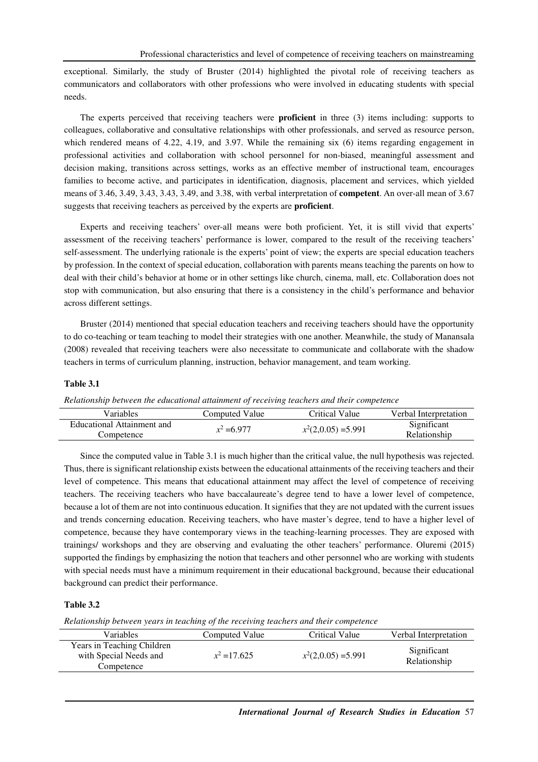exceptional. Similarly, the study of Bruster (2014) highlighted the pivotal role of receiving teachers as communicators and collaborators with other professions who were involved in educating students with special needs.

The experts perceived that receiving teachers were **proficient** in three (3) items including: supports to colleagues, collaborative and consultative relationships with other professionals, and served as resource person, which rendered means of 4.22, 4.19, and 3.97. While the remaining six (6) items regarding engagement in professional activities and collaboration with school personnel for non-biased, meaningful assessment and decision making, transitions across settings, works as an effective member of instructional team, encourages families to become active, and participates in identification, diagnosis, placement and services, which yielded means of 3.46, 3.49, 3.43, 3.43, 3.49, and 3.38, with verbal interpretation of **competent**. An over-all mean of 3.67 suggests that receiving teachers as perceived by the experts are **proficient**.

Experts and receiving teachers' over-all means were both proficient. Yet, it is still vivid that experts' assessment of the receiving teachers' performance is lower, compared to the result of the receiving teachers' self-assessment. The underlying rationale is the experts' point of view; the experts are special education teachers by profession. In the context of special education, collaboration with parents means teaching the parents on how to deal with their child's behavior at home or in other settings like church, cinema, mall, etc. Collaboration does not stop with communication, but also ensuring that there is a consistency in the child's performance and behavior across different settings.

Bruster (2014) mentioned that special education teachers and receiving teachers should have the opportunity to do co-teaching or team teaching to model their strategies with one another. Meanwhile, the study of Manansala (2008) revealed that receiving teachers were also necessitate to communicate and collaborate with the shadow teachers in terms of curriculum planning, instruction, behavior management, and team working.

**Table 3.1**

*Relationship between the educational attainment of receiving teachers and their competence*

| Variables | Computed Value | Critical Value | Verbal Interpretation |
|---|---|---|---|
| Educational Attainment and Competence | $x^2$ =6.977 | $x^2(2,0.05)$ =5.991 | Significant Relationship |

Since the computed value in Table 3.1 is much higher than the critical value, the null hypothesis was rejected. Thus, there is significant relationship exists between the educational attainments of the receiving teachers and their level of competence. This means that educational attainment may affect the level of competence of receiving teachers. The receiving teachers who have baccalaureate's degree tend to have a lower level of competence, because a lot of them are not into continuous education. It signifies that they are not updated with the current issues and trends concerning education. Receiving teachers, who have master's degree, tend to have a higher level of competence, because they have contemporary views in the teaching-learning processes. They are exposed with trainings/ workshops and they are observing and evaluating the other teachers' performance. Oluremi (2015) supported the findings by emphasizing the notion that teachers and other personnel who are working with students with special needs must have a minimum requirement in their educational background, because their educational background can predict their performance.

**Table 3.2**

*Relationship between years in teaching of the receiving teachers and their competence*

| Variables | Computed Value | Critical Value | Verbal Interpretation |
|---|---|---|---|
| Years in Teaching Children with Special Needs and Competence | $x^2$ =17.625 | $x^2(2,0.05)$ =5.991 | Significant Relationship |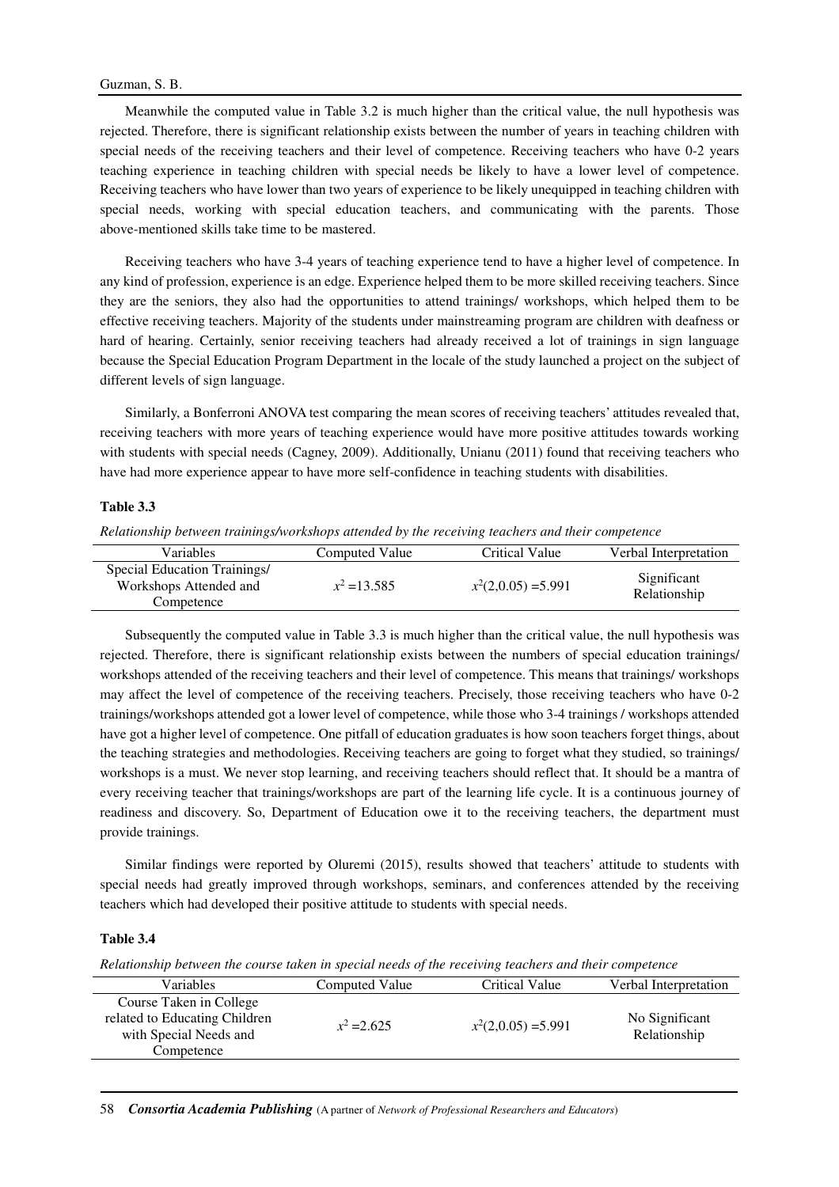Meanwhile the computed value in Table 3.2 is much higher than the critical value, the null hypothesis was rejected. Therefore, there is significant relationship exists between the number of years in teaching children with special needs of the receiving teachers and their level of competence. Receiving teachers who have 0-2 years teaching experience in teaching children with special needs be likely to have a lower level of competence. Receiving teachers who have lower than two years of experience to be likely unequipped in teaching children with special needs, working with special education teachers, and communicating with the parents. Those above-mentioned skills take time to be mastered.

Receiving teachers who have 3-4 years of teaching experience tend to have a higher level of competence. In any kind of profession, experience is an edge. Experience helped them to be more skilled receiving teachers. Since they are the seniors, they also had the opportunities to attend trainings/ workshops, which helped them to be effective receiving teachers. Majority of the students under mainstreaming program are children with deafness or hard of hearing. Certainly, senior receiving teachers had already received a lot of trainings in sign language because the Special Education Program Department in the locale of the study launched a project on the subject of different levels of sign language.

Similarly, a Bonferroni ANOVA test comparing the mean scores of receiving teachers' attitudes revealed that, receiving teachers with more years of teaching experience would have more positive attitudes towards working with students with special needs (Cagney, 2009). Additionally, Unianu (2011) found that receiving teachers who have had more experience appear to have more self-confidence in teaching students with disabilities.

**Table 3.3**

*Relationship between trainings/workshops attended by the receiving teachers and their competence*

| Variables | Computed Value | Critical Value | Verbal Interpretation |
|---|---|---|---|
| Special Education Trainings/ Workshops Attended and Competence | $x^2$ =13.585 | $x^2$(2,0.05) =5.991 | Significant Relationship |

Subsequently the computed value in Table 3.3 is much higher than the critical value, the null hypothesis was rejected. Therefore, there is significant relationship exists between the numbers of special education trainings/ workshops attended of the receiving teachers and their level of competence. This means that trainings/ workshops may affect the level of competence of the receiving teachers. Precisely, those receiving teachers who have 0-2 trainings/workshops attended got a lower level of competence, while those who 3-4 trainings / workshops attended have got a higher level of competence. One pitfall of education graduates is how soon teachers forget things, about the teaching strategies and methodologies. Receiving teachers are going to forget what they studied, so trainings/ workshops is a must. We never stop learning, and receiving teachers should reflect that. It should be a mantra of every receiving teacher that trainings/workshops are part of the learning life cycle. It is a continuous journey of readiness and discovery. So, Department of Education owe it to the receiving teachers, the department must provide trainings.

Similar findings were reported by Oluremi (2015), results showed that teachers' attitude to students with special needs had greatly improved through workshops, seminars, and conferences attended by the receiving teachers which had developed their positive attitude to students with special needs.

**Table 3.4**

*Relationship between the course taken in special needs of the receiving teachers and their competence*

| Variables | Computed Value | Critical Value | Verbal Interpretation |
|---|---|---|---|
| Course Taken in College related to Educating Children with Special Needs and Competence | $x^2$ =2.625 | $x^2$(2,0.05) =5.991 | No Significant Relationship |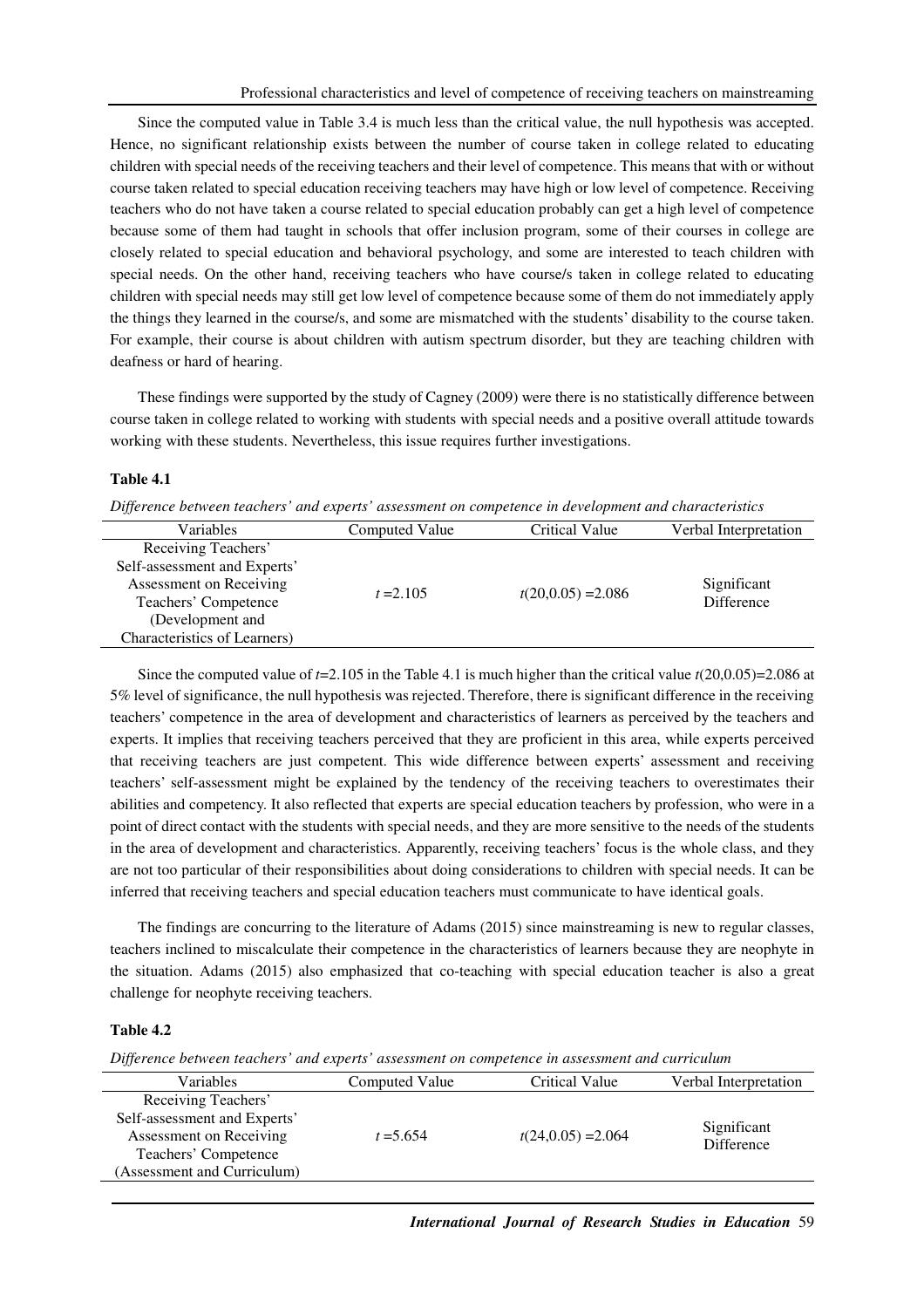Since the computed value in Table 3.4 is much less than the critical value, the null hypothesis was accepted. Hence, no significant relationship exists between the number of course taken in college related to educating children with special needs of the receiving teachers and their level of competence. This means that with or without course taken related to special education receiving teachers may have high or low level of competence. Receiving teachers who do not have taken a course related to special education probably can get a high level of competence because some of them had taught in schools that offer inclusion program, some of their courses in college are closely related to special education and behavioral psychology, and some are interested to teach children with special needs. On the other hand, receiving teachers who have course/s taken in college related to educating children with special needs may still get low level of competence because some of them do not immediately apply the things they learned in the course/s, and some are mismatched with the students' disability to the course taken. For example, their course is about children with autism spectrum disorder, but they are teaching children with deafness or hard of hearing.

These findings were supported by the study of Cagney (2009) were there is no statistically difference between course taken in college related to working with students with special needs and a positive overall attitude towards working with these students. Nevertheless, this issue requires further investigations.

**Table 4.1**

*Difference between teachers' and experts' assessment on competence in development and characteristics*

| Variables | Computed Value | Critical Value | Verbal Interpretation |
|---|---|---|---|
| Receiving Teachers' Self-assessment and Experts' Assessment on Receiving Teachers' Competence (Development and Characteristics of Learners) | $t = 2.105$ | $t(20,0.05) = 2.086$ | Significant Difference |

Since the computed value of $t$=2.105 in the Table 4.1 is much higher than the critical value $t(20,0.05)$=2.086 at 5% level of significance, the null hypothesis was rejected. Therefore, there is significant difference in the receiving teachers' competence in the area of development and characteristics of learners as perceived by the teachers and experts. It implies that receiving teachers perceived that they are proficient in this area, while experts perceived that receiving teachers are just competent. This wide difference between experts' assessment and receiving teachers' self-assessment might be explained by the tendency of the receiving teachers to overestimates their abilities and competency. It also reflected that experts are special education teachers by profession, who were in a point of direct contact with the students with special needs, and they are more sensitive to the needs of the students in the area of development and characteristics. Apparently, receiving teachers' focus is the whole class, and they are not too particular of their responsibilities about doing considerations to children with special needs. It can be inferred that receiving teachers and special education teachers must communicate to have identical goals.

The findings are concurring to the literature of Adams (2015) since mainstreaming is new to regular classes, teachers inclined to miscalculate their competence in the characteristics of learners because they are neophyte in the situation. Adams (2015) also emphasized that co-teaching with special education teacher is also a great challenge for neophyte receiving teachers.

**Table 4.2**

*Difference between teachers' and experts' assessment on competence in assessment and curriculum*

| Variables | Computed Value | Critical Value | Verbal Interpretation |
|---|---|---|---|
| Receiving Teachers' Self-assessment and Experts' Assessment on Receiving Teachers' Competence (Assessment and Curriculum) | $t = 5.654$ | $t(24,0.05) = 2.064$ | Significant Difference |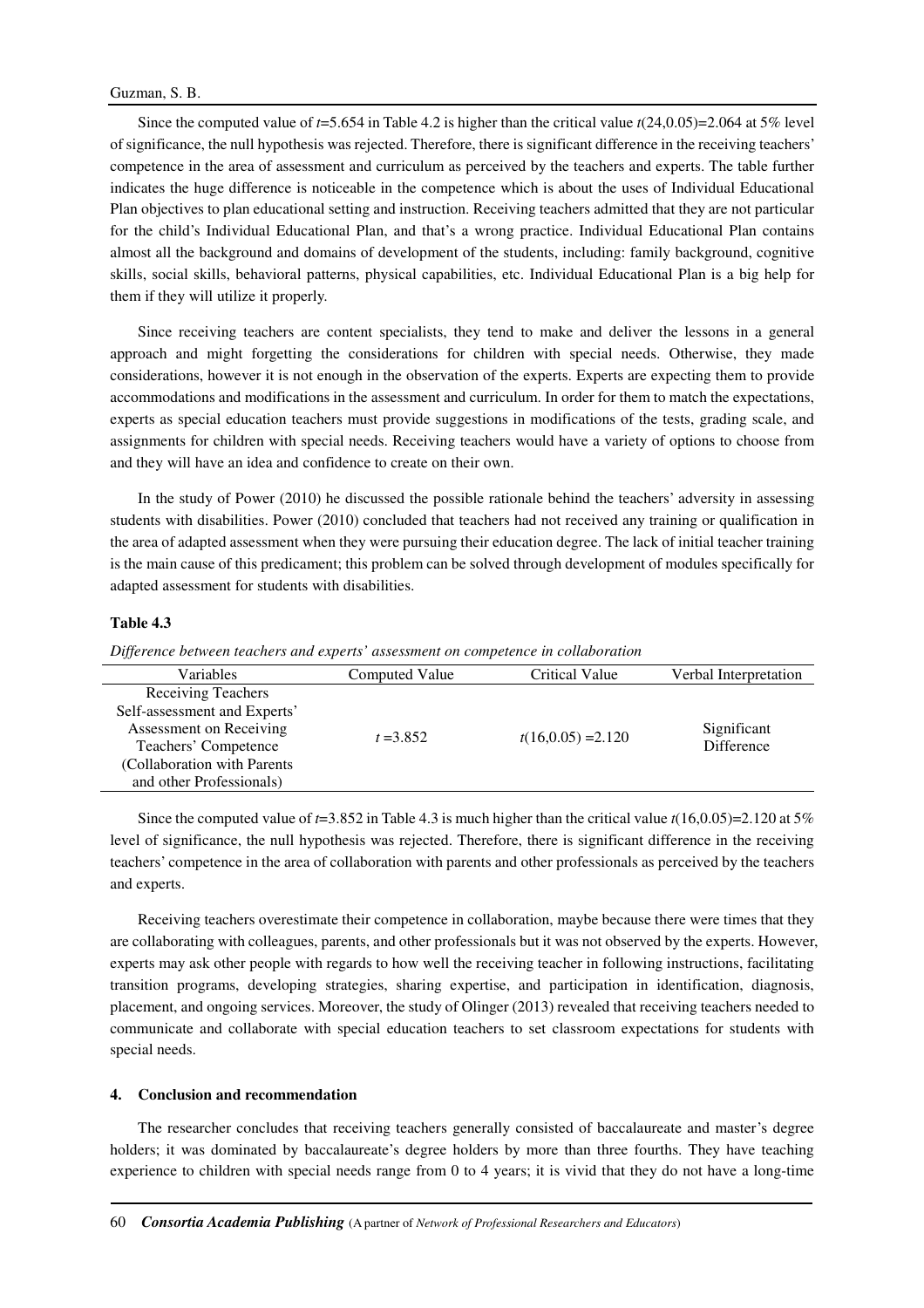Since the computed value of $t$=5.654 in Table 4.2 is higher than the critical value $t(24,0.05)$=2.064 at 5% level of significance, the null hypothesis was rejected. Therefore, there is significant difference in the receiving teachers' competence in the area of assessment and curriculum as perceived by the teachers and experts. The table further indicates the huge difference is noticeable in the competence which is about the uses of Individual Educational Plan objectives to plan educational setting and instruction. Receiving teachers admitted that they are not particular for the child's Individual Educational Plan, and that's a wrong practice. Individual Educational Plan contains almost all the background and domains of development of the students, including: family background, cognitive skills, social skills, behavioral patterns, physical capabilities, etc. Individual Educational Plan is a big help for them if they will utilize it properly.

Since receiving teachers are content specialists, they tend to make and deliver the lessons in a general approach and might forgetting the considerations for children with special needs. Otherwise, they made considerations, however it is not enough in the observation of the experts. Experts are expecting them to provide accommodations and modifications in the assessment and curriculum. In order for them to match the expectations, experts as special education teachers must provide suggestions in modifications of the tests, grading scale, and assignments for children with special needs. Receiving teachers would have a variety of options to choose from and they will have an idea and confidence to create on their own.

In the study of Power (2010) he discussed the possible rationale behind the teachers' adversity in assessing students with disabilities. Power (2010) concluded that teachers had not received any training or qualification in the area of adapted assessment when they were pursuing their education degree. The lack of initial teacher training is the main cause of this predicament; this problem can be solved through development of modules specifically for adapted assessment for students with disabilities.

**Table 4.3**

*Difference between teachers and experts' assessment on competence in collaboration*

| Variables | Computed Value | Critical Value | Verbal Interpretation |
|---|---|---|---|
| Receiving Teachers Self-assessment and Experts' Assessment on Receiving Teachers' Competence (Collaboration with Parents and other Professionals) | $t$ =3.852 | $t(16,0.05)$ =2.120 | Significant Difference |

Since the computed value of $t$=3.852 in Table 4.3 is much higher than the critical value $t(16,0.05)$=2.120 at 5% level of significance, the null hypothesis was rejected. Therefore, there is significant difference in the receiving teachers' competence in the area of collaboration with parents and other professionals as perceived by the teachers and experts.

Receiving teachers overestimate their competence in collaboration, maybe because there were times that they are collaborating with colleagues, parents, and other professionals but it was not observed by the experts. However, experts may ask other people with regards to how well the receiving teacher in following instructions, facilitating transition programs, developing strategies, sharing expertise, and participation in identification, diagnosis, placement, and ongoing services. Moreover, the study of Olinger (2013) revealed that receiving teachers needed to communicate and collaborate with special education teachers to set classroom expectations for students with special needs.

## 4. Conclusion and recommendation

The researcher concludes that receiving teachers generally consisted of baccalaureate and master's degree holders; it was dominated by baccalaureate's degree holders by more than three fourths. They have teaching experience to children with special needs range from 0 to 4 years; it is vivid that they do not have a long-time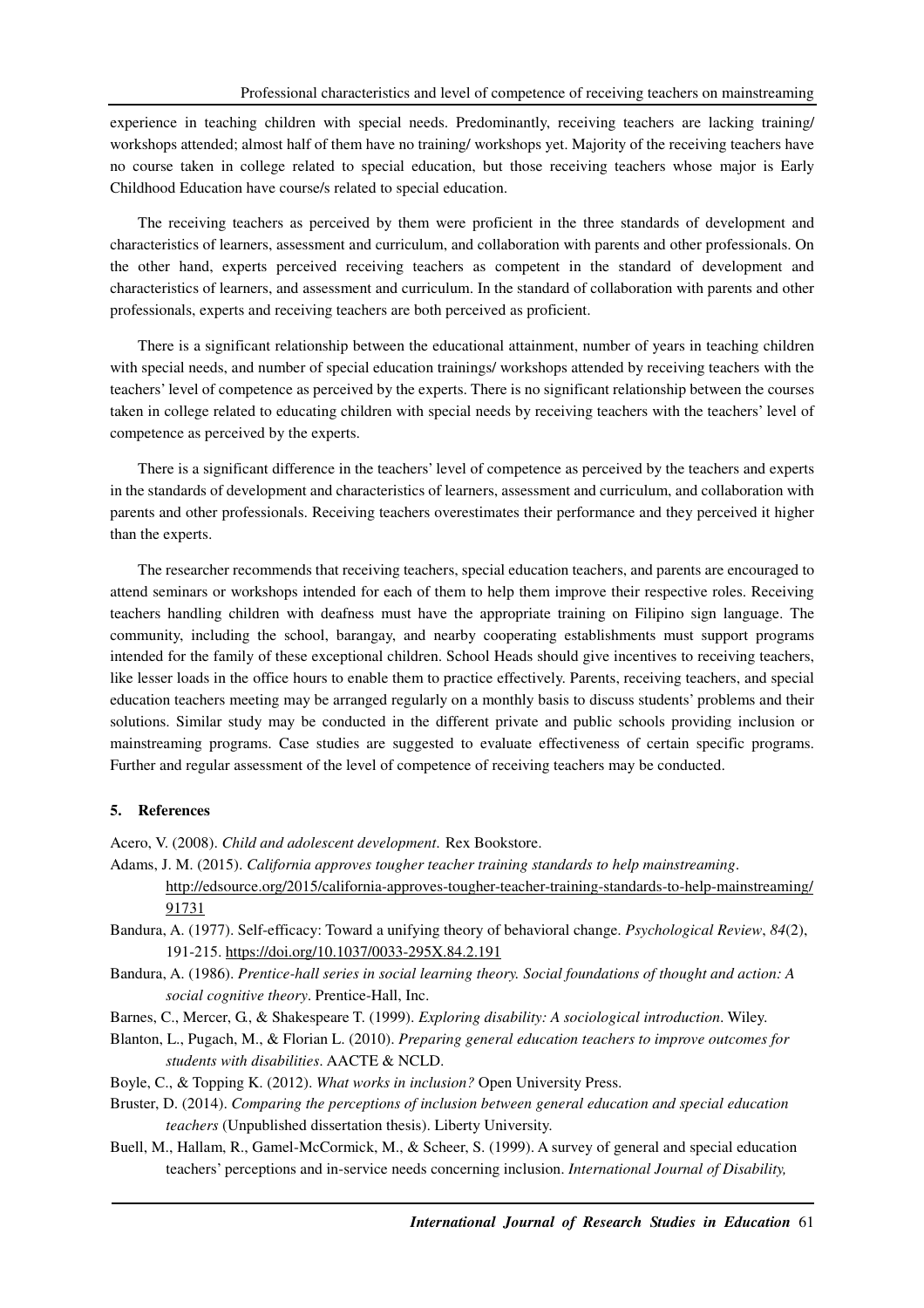experience in teaching children with special needs. Predominantly, receiving teachers are lacking training/ workshops attended; almost half of them have no training/ workshops yet. Majority of the receiving teachers have no course taken in college related to special education, but those receiving teachers whose major is Early Childhood Education have course/s related to special education.

The receiving teachers as perceived by them were proficient in the three standards of development and characteristics of learners, assessment and curriculum, and collaboration with parents and other professionals. On the other hand, experts perceived receiving teachers as competent in the standard of development and characteristics of learners, and assessment and curriculum. In the standard of collaboration with parents and other professionals, experts and receiving teachers are both perceived as proficient.

There is a significant relationship between the educational attainment, number of years in teaching children with special needs, and number of special education trainings/ workshops attended by receiving teachers with the teachers' level of competence as perceived by the experts. There is no significant relationship between the courses taken in college related to educating children with special needs by receiving teachers with the teachers' level of competence as perceived by the experts.

There is a significant difference in the teachers' level of competence as perceived by the teachers and experts in the standards of development and characteristics of learners, assessment and curriculum, and collaboration with parents and other professionals. Receiving teachers overestimates their performance and they perceived it higher than the experts.

The researcher recommends that receiving teachers, special education teachers, and parents are encouraged to attend seminars or workshops intended for each of them to help them improve their respective roles. Receiving teachers handling children with deafness must have the appropriate training on Filipino sign language. The community, including the school, barangay, and nearby cooperating establishments must support programs intended for the family of these exceptional children. School Heads should give incentives to receiving teachers, like lesser loads in the office hours to enable them to practice effectively. Parents, receiving teachers, and special education teachers meeting may be arranged regularly on a monthly basis to discuss students' problems and their solutions. Similar study may be conducted in the different private and public schools providing inclusion or mainstreaming programs. Case studies are suggested to evaluate effectiveness of certain specific programs. Further and regular assessment of the level of competence of receiving teachers may be conducted.

## 5. References

Acero, V. (2008). *Child and adolescent development.* Rex Bookstore.

Adams, J. M. (2015). *California approves tougher teacher training standards to help mainstreaming*. http://edsource.org/2015/california-approves-tougher-teacher-training-standards-to-help-mainstreaming/91731

Bandura, A. (1977). Self-efficacy: Toward a unifying theory of behavioral change. *Psychological Review*, *84*(2), 191-215. https://doi.org/10.1037/0033-295X.84.2.191

Bandura, A. (1986). *Prentice-hall series in social learning theory. Social foundations of thought and action: A social cognitive theory*. Prentice-Hall, Inc.

Barnes, C., Mercer, G., & Shakespeare T. (1999). *Exploring disability: A sociological introduction*. Wiley.

Blanton, L., Pugach, M., & Florian L. (2010). *Preparing general education teachers to improve outcomes for students with disabilities*. AACTE & NCLD.

Boyle, C., & Topping K. (2012). *What works in inclusion?* Open University Press.

Bruster, D. (2014). *Comparing the perceptions of inclusion between general education and special education teachers* (Unpublished dissertation thesis). Liberty University.

Buell, M., Hallam, R., Gamel-McCormick, M., & Scheer, S. (1999). A survey of general and special education teachers' perceptions and in-service needs concerning inclusion. *International Journal of Disability,*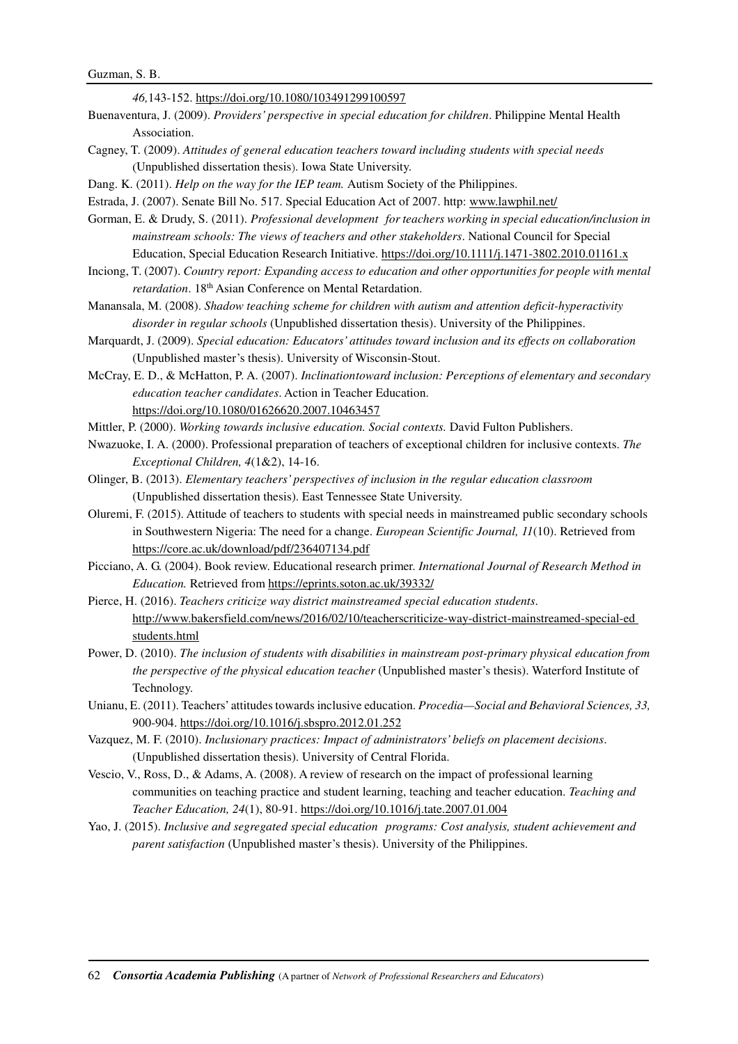*46,*143-152. https://doi.org/10.1080/103491299100597

Buenaventura, J. (2009). *Providers' perspective in special education for children*. Philippine Mental Health Association.

Cagney, T. (2009). *Attitudes of general education teachers toward including students with special needs* (Unpublished dissertation thesis). Iowa State University.

Dang. K. (2011). *Help on the way for the IEP team.* Autism Society of the Philippines.

Estrada, J. (2007). Senate Bill No. 517. Special Education Act of 2007. http: www.lawphil.net/

Gorman, E. & Drudy, S. (2011). *Professional development for teachers working in special education/inclusion in mainstream schools: The views of teachers and other stakeholders*. National Council for Special Education, Special Education Research Initiative. https://doi.org/10.1111/j.1471-3802.2010.01161.x

Inciong, T. (2007). *Country report: Expanding access to education and other opportunities for people with mental retardation*. 18th Asian Conference on Mental Retardation.

Manansala, M. (2008). *Shadow teaching scheme for children with autism and attention deficit-hyperactivity disorder in regular schools* (Unpublished dissertation thesis). University of the Philippines.

Marquardt, J. (2009). *Special education: Educators' attitudes toward inclusion and its effects on collaboration* (Unpublished master's thesis). University of Wisconsin-Stout.

McCray, E. D., & McHatton, P. A. (2007). *Inclinationtoward inclusion: Perceptions of elementary and secondary education teacher candidates*. Action in Teacher Education. https://doi.org/10.1080/01626620.2007.10463457

Mittler, P. (2000). *Working towards inclusive education. Social contexts.* David Fulton Publishers.

Nwazuoke, I. A. (2000). Professional preparation of teachers of exceptional children for inclusive contexts. *The Exceptional Children, 4*(1&2), 14-16.

Olinger, B. (2013). *Elementary teachers' perspectives of inclusion in the regular education classroom* (Unpublished dissertation thesis). East Tennessee State University.

Oluremi, F. (2015). Attitude of teachers to students with special needs in mainstreamed public secondary schools in Southwestern Nigeria: The need for a change. *European Scientific Journal, 11*(10). Retrieved from https://core.ac.uk/download/pdf/236407134.pdf

Picciano, A. G. (2004). Book review. Educational research primer. *International Journal of Research Method in Education.* Retrieved from https://eprints.soton.ac.uk/39332/

Pierce, H. (2016). *Teachers criticize way district mainstreamed special education students*. http://www.bakersfield.com/news/2016/02/10/teacherscriticize-way-district-mainstreamed-special-ed students.html

Power, D. (2010). *The inclusion of students with disabilities in mainstream post-primary physical education from the perspective of the physical education teacher* (Unpublished master's thesis). Waterford Institute of Technology.

Unianu, E. (2011). Teachers' attitudes towards inclusive education. *Procedia—Social and Behavioral Sciences, 33,* 900-904. https://doi.org/10.1016/j.sbspro.2012.01.252

Vazquez, M. F. (2010). *Inclusionary practices: Impact of administrators' beliefs on placement decisions*. (Unpublished dissertation thesis). University of Central Florida.

Vescio, V., Ross, D., & Adams, A. (2008). A review of research on the impact of professional learning communities on teaching practice and student learning, teaching and teacher education. *Teaching and Teacher Education, 24*(1), 80-91. https://doi.org/10.1016/j.tate.2007.01.004

Yao, J. (2015). *Inclusive and segregated special education programs: Cost analysis, student achievement and parent satisfaction* (Unpublished master's thesis). University of the Philippines.